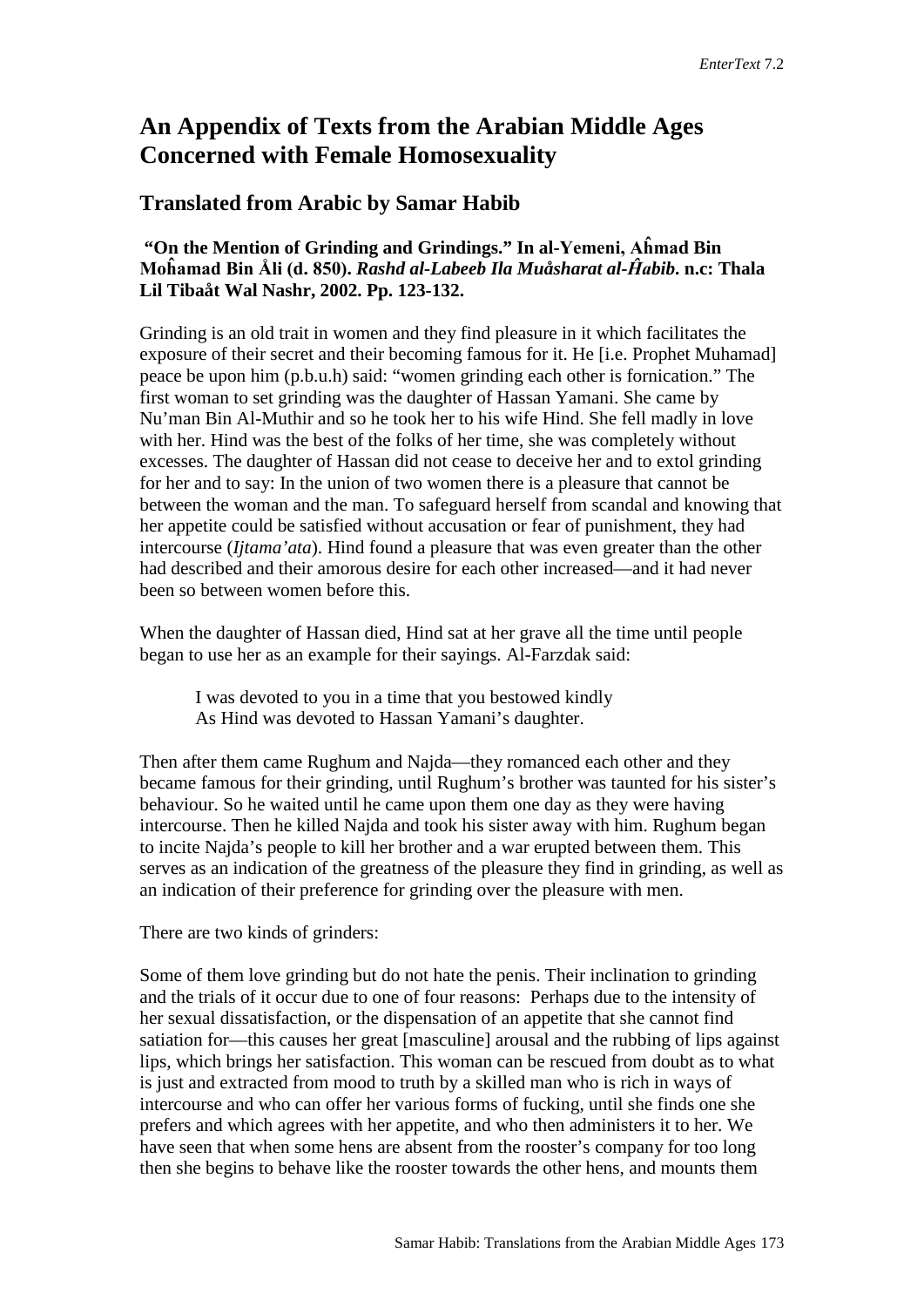# An Appendix of Texts from the Arabian Middle Ages Concerned with Female Homosexuality

## Translated from Arabic by Samar Habib

**"On the Mention of Grinding and Grindings." In al-Yemeni, Aĥmad Bin Moĥamad Bin Åli (d. 850). *Rashd al-Labeeb Ila Muåsharat al-Ĥabib*. n.c: Thala Lil Tibaåt Wal Nashr, 2002. Pp. 123-132.**

Grinding is an old trait in women and they find pleasure in it which facilitates the exposure of their secret and their becoming famous for it. He [i.e. Prophet Muhamad] peace be upon him (p.b.u.h) said: "women grinding each other is fornication." The first woman to set grinding was the daughter of Hassan Yamani. She came by Nu'man Bin Al-Muthir and so he took her to his wife Hind. She fell madly in love with her. Hind was the best of the folks of her time, she was completely without excesses. The daughter of Hassan did not cease to deceive her and to extol grinding for her and to say: In the union of two women there is a pleasure that cannot be between the woman and the man. To safeguard herself from scandal and knowing that her appetite could be satisfied without accusation or fear of punishment, they had intercourse (*Ijtama'ata*). Hind found a pleasure that was even greater than the other had described and their amorous desire for each other increased—and it had never been so between women before this.

When the daughter of Hassan died, Hind sat at her grave all the time until people began to use her as an example for their sayings. Al-Farzdak said:

> I was devoted to you in a time that you bestowed kindly
> As Hind was devoted to Hassan Yamani's daughter.

Then after them came Rughum and Najda—they romanced each other and they became famous for their grinding, until Rughum's brother was taunted for his sister's behaviour. So he waited until he came upon them one day as they were having intercourse. Then he killed Najda and took his sister away with him. Rughum began to incite Najda's people to kill her brother and a war erupted between them. This serves as an indication of the greatness of the pleasure they find in grinding, as well as an indication of their preference for grinding over the pleasure with men.

There are two kinds of grinders:

Some of them love grinding but do not hate the penis. Their inclination to grinding and the trials of it occur due to one of four reasons: Perhaps due to the intensity of her sexual dissatisfaction, or the dispensation of an appetite that she cannot find satiation for—this causes her great [masculine] arousal and the rubbing of lips against lips, which brings her satisfaction. This woman can be rescued from doubt as to what is just and extracted from mood to truth by a skilled man who is rich in ways of intercourse and who can offer her various forms of fucking, until she finds one she prefers and which agrees with her appetite, and who then administers it to her. We have seen that when some hens are absent from the rooster's company for too long then she begins to behave like the rooster towards the other hens, and mounts them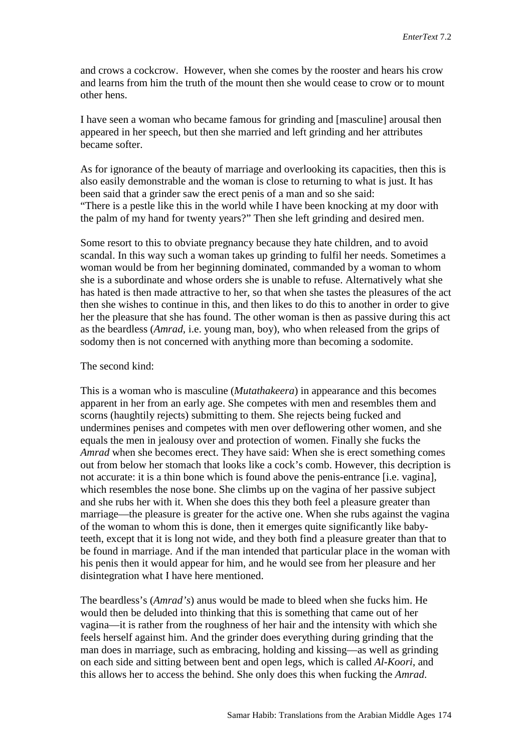and crows a cockcrow. However, when she comes by the rooster and hears his crow and learns from him the truth of the mount then she would cease to crow or to mount other hens.

I have seen a woman who became famous for grinding and [masculine] arousal then appeared in her speech, but then she married and left grinding and her attributes became softer.

As for ignorance of the beauty of marriage and overlooking its capacities, then this is also easily demonstrable and the woman is close to returning to what is just. It has been said that a grinder saw the erect penis of a man and so she said: "There is a pestle like this in the world while I have been knocking at my door with the palm of my hand for twenty years?" Then she left grinding and desired men.

Some resort to this to obviate pregnancy because they hate children, and to avoid scandal. In this way such a woman takes up grinding to fulfil her needs. Sometimes a woman would be from her beginning dominated, commanded by a woman to whom she is a subordinate and whose orders she is unable to refuse. Alternatively what she has hated is then made attractive to her, so that when she tastes the pleasures of the act then she wishes to continue in this, and then likes to do this to another in order to give her the pleasure that she has found. The other woman is then as passive during this act as the beardless (*Amrad*, i.e. young man, boy), who when released from the grips of sodomy then is not concerned with anything more than becoming a sodomite.

The second kind:

This is a woman who is masculine (*Mutathakeera*) in appearance and this becomes apparent in her from an early age. She competes with men and resembles them and scorns (haughtily rejects) submitting to them. She rejects being fucked and undermines penises and competes with men over deflowering other women, and she equals the men in jealousy over and protection of women. Finally she fucks the *Amrad* when she becomes erect. They have said: When she is erect something comes out from below her stomach that looks like a cock's comb. However, this decription is not accurate: it is a thin bone which is found above the penis-entrance [i.e. vagina], which resembles the nose bone. She climbs up on the vagina of her passive subject and she rubs her with it. When she does this they both feel a pleasure greater than marriage—the pleasure is greater for the active one. When she rubs against the vagina of the woman to whom this is done, then it emerges quite significantly like baby-teeth, except that it is long not wide, and they both find a pleasure greater than that to be found in marriage. And if the man intended that particular place in the woman with his penis then it would appear for him, and he would see from her pleasure and her disintegration what I have here mentioned.

The beardless's (*Amrad's*) anus would be made to bleed when she fucks him. He would then be deluded into thinking that this is something that came out of her vagina—it is rather from the roughness of her hair and the intensity with which she feels herself against him. And the grinder does everything during grinding that the man does in marriage, such as embracing, holding and kissing—as well as grinding on each side and sitting between bent and open legs, which is called *Al-Koori*, and this allows her to access the behind. She only does this when fucking the *Amrad*.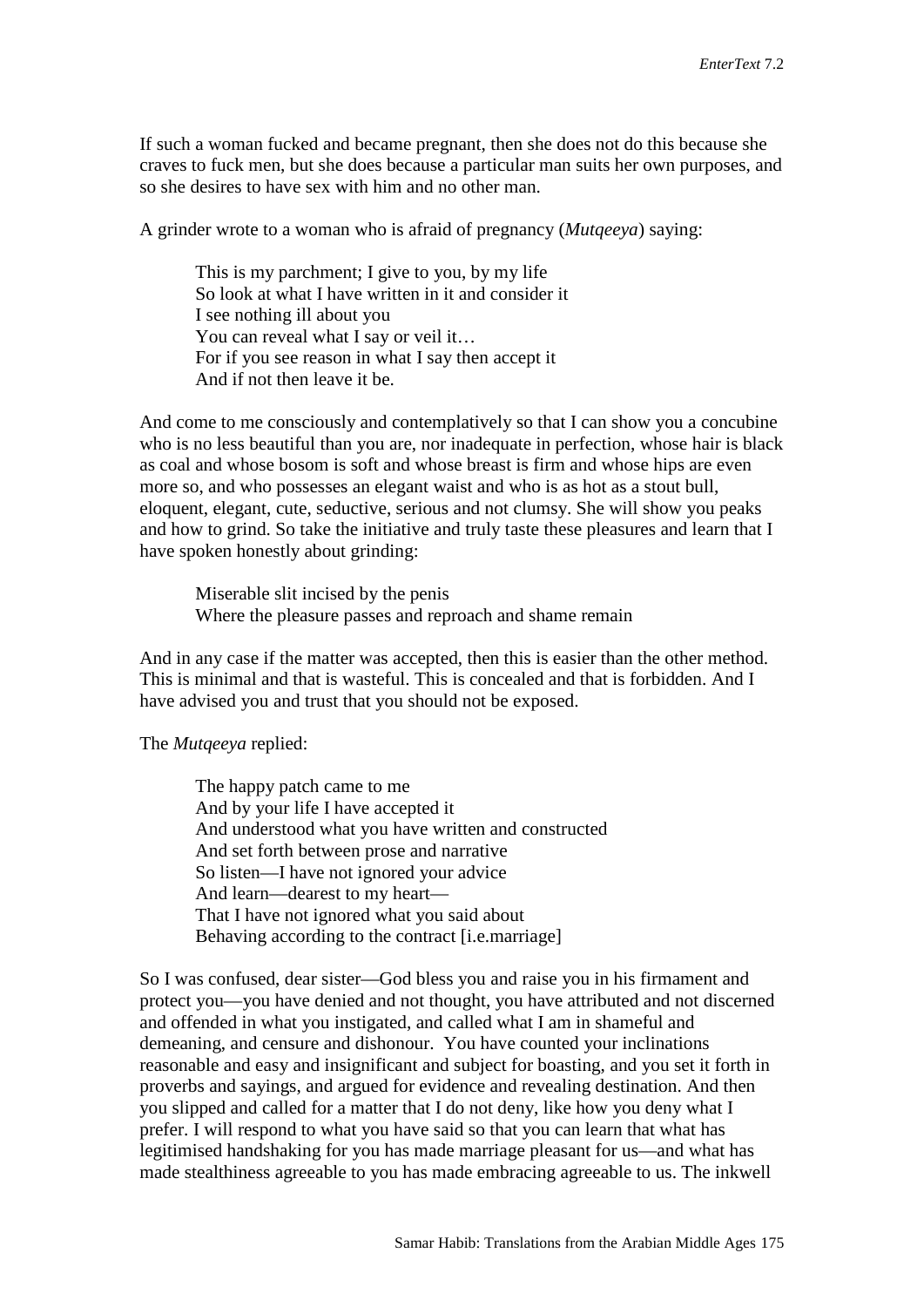If such a woman fucked and became pregnant, then she does not do this because she craves to fuck men, but she does because a particular man suits her own purposes, and so she desires to have sex with him and no other man.

A grinder wrote to a woman who is afraid of pregnancy (*Mutqeeya*) saying:

> This is my parchment; I give to you, by my life
> So look at what I have written in it and consider it
> I see nothing ill about you
> You can reveal what I say or veil it…
> For if you see reason in what I say then accept it
> And if not then leave it be.

And come to me consciously and contemplatively so that I can show you a concubine who is no less beautiful than you are, nor inadequate in perfection, whose hair is black as coal and whose bosom is soft and whose breast is firm and whose hips are even more so, and who possesses an elegant waist and who is as hot as a stout bull, eloquent, elegant, cute, seductive, serious and not clumsy. She will show you peaks and how to grind. So take the initiative and truly taste these pleasures and learn that I have spoken honestly about grinding:

> Miserable slit incised by the penis
> Where the pleasure passes and reproach and shame remain

And in any case if the matter was accepted, then this is easier than the other method. This is minimal and that is wasteful. This is concealed and that is forbidden. And I have advised you and trust that you should not be exposed.

The *Mutqeeya* replied:

> The happy patch came to me
> And by your life I have accepted it
> And understood what you have written and constructed
> And set forth between prose and narrative
> So listen—I have not ignored your advice
> And learn—dearest to my heart—
> That I have not ignored what you said about
> Behaving according to the contract [i.e.marriage]

So I was confused, dear sister—God bless you and raise you in his firmament and protect you—you have denied and not thought, you have attributed and not discerned and offended in what you instigated, and called what I am in shameful and demeaning, and censure and dishonour. You have counted your inclinations reasonable and easy and insignificant and subject for boasting, and you set it forth in proverbs and sayings, and argued for evidence and revealing destination. And then you slipped and called for a matter that I do not deny, like how you deny what I prefer. I will respond to what you have said so that you can learn that what has legitimised handshaking for you has made marriage pleasant for us—and what has made stealthiness agreeable to you has made embracing agreeable to us. The inkwell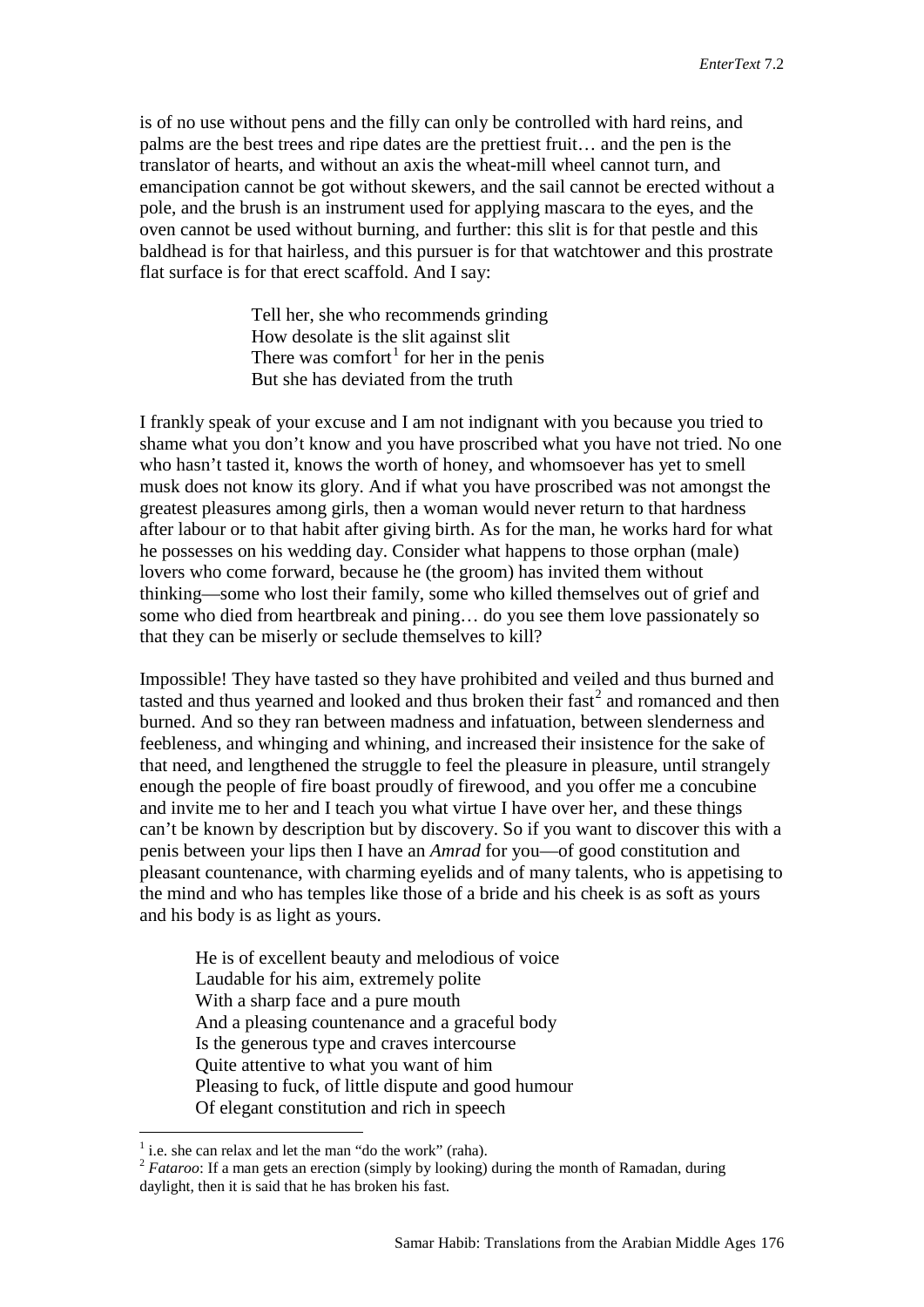is of no use without pens and the filly can only be controlled with hard reins, and palms are the best trees and ripe dates are the prettiest fruit… and the pen is the translator of hearts, and without an axis the wheat-mill wheel cannot turn, and emancipation cannot be got without skewers, and the sail cannot be erected without a pole, and the brush is an instrument used for applying mascara to the eyes, and the oven cannot be used without burning, and further: this slit is for that pestle and this baldhead is for that hairless, and this pursuer is for that watchtower and this prostrate flat surface is for that erect scaffold. And I say:

> Tell her, she who recommends grinding  
> How desolate is the slit against slit  
> There was comfort[1] for her in the penis  
> But she has deviated from the truth

I frankly speak of your excuse and I am not indignant with you because you tried to shame what you don't know and you have proscribed what you have not tried. No one who hasn't tasted it, knows the worth of honey, and whomsoever has yet to smell musk does not know its glory. And if what you have proscribed was not amongst the greatest pleasures among girls, then a woman would never return to that hardness after labour or to that habit after giving birth. As for the man, he works hard for what he possesses on his wedding day. Consider what happens to those orphan (male) lovers who come forward, because he (the groom) has invited them without thinking—some who lost their family, some who killed themselves out of grief and some who died from heartbreak and pining… do you see them love passionately so that they can be miserly or seclude themselves to kill?

Impossible! They have tasted so they have prohibited and veiled and thus burned and tasted and thus yearned and looked and thus broken their fast[2] and romanced and then burned. And so they ran between madness and infatuation, between slenderness and feebleness, and whinging and whining, and increased their insistence for the sake of that need, and lengthened the struggle to feel the pleasure in pleasure, until strangely enough the people of fire boast proudly of firewood, and you offer me a concubine and invite me to her and I teach you what virtue I have over her, and these things can't be known by description but by discovery. So if you want to discover this with a penis between your lips then I have an *Amrad* for you—of good constitution and pleasant countenance, with charming eyelids and of many talents, who is appetising to the mind and who has temples like those of a bride and his cheek is as soft as yours and his body is as light as yours.

> He is of excellent beauty and melodious of voice  
> Laudable for his aim, extremely polite  
> With a sharp face and a pure mouth  
> And a pleasing countenance and a graceful body  
> Is the generous type and craves intercourse  
> Quite attentive to what you want of him  
> Pleasing to fuck, of little dispute and good humour  
> Of elegant constitution and rich in speech

---

[1] i.e. she can relax and let the man "do the work" (raha).

[2] *Fataroo*: If a man gets an erection (simply by looking) during the month of Ramadan, during daylight, then it is said that he has broken his fast.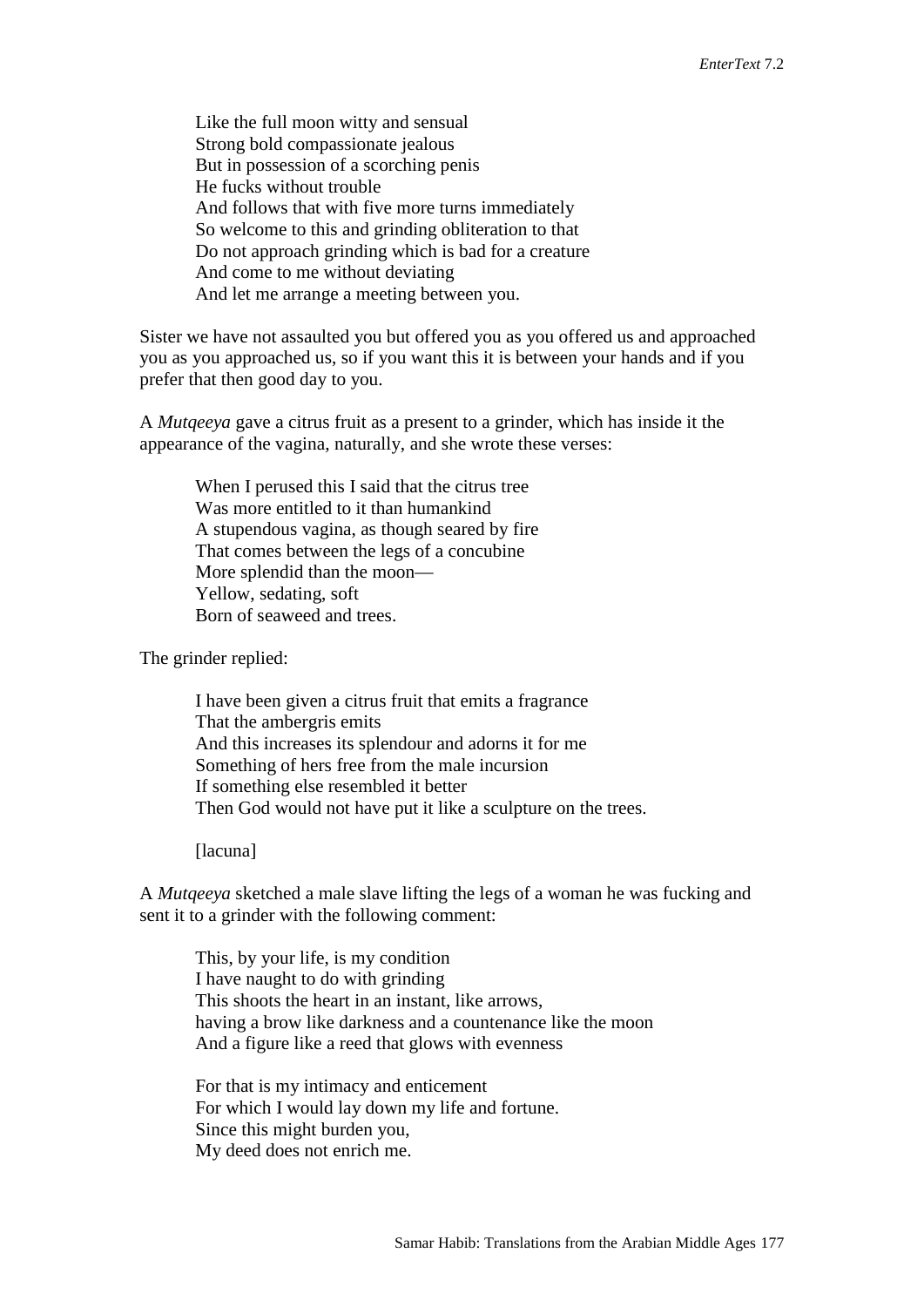Like the full moon witty and sensual  
Strong bold compassionate jealous  
But in possession of a scorching penis  
He fucks without trouble  
And follows that with five more turns immediately  
So welcome to this and grinding obliteration to that  
Do not approach grinding which is bad for a creature  
And come to me without deviating  
And let me arrange a meeting between you.

Sister we have not assaulted you but offered you as you offered us and approached you as you approached us, so if you want this it is between your hands and if you prefer that then good day to you.

A *Mutqeeya* gave a citrus fruit as a present to a grinder, which has inside it the appearance of the vagina, naturally, and she wrote these verses:

When I perused this I said that the citrus tree  
Was more entitled to it than humankind  
A stupendous vagina, as though seared by fire  
That comes between the legs of a concubine  
More splendid than the moon—  
Yellow, sedating, soft  
Born of seaweed and trees.

The grinder replied:

I have been given a citrus fruit that emits a fragrance  
That the ambergris emits  
And this increases its splendour and adorns it for me  
Something of hers free from the male incursion  
If something else resembled it better  
Then God would not have put it like a sculpture on the trees.

[lacuna]

A *Mutqeeya* sketched a male slave lifting the legs of a woman he was fucking and sent it to a grinder with the following comment:

This, by your life, is my condition  
I have naught to do with grinding  
This shoots the heart in an instant, like arrows,  
having a brow like darkness and a countenance like the moon  
And a figure like a reed that glows with evenness

For that is my intimacy and enticement  
For which I would lay down my life and fortune.  
Since this might burden you,  
My deed does not enrich me.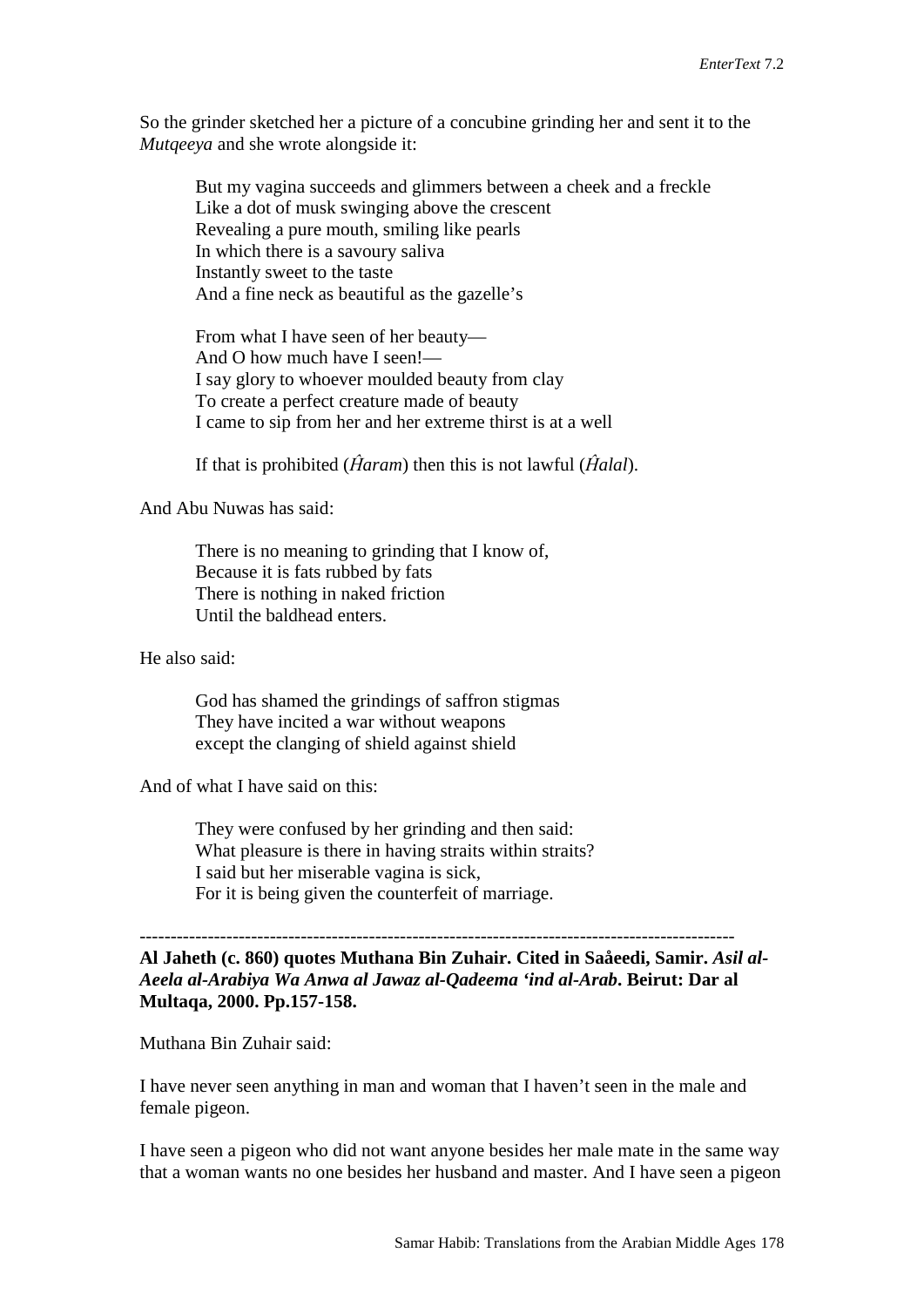So the grinder sketched her a picture of a concubine grinding her and sent it to the *Mutqeeya* and she wrote alongside it:

> But my vagina succeeds and glimmers between a cheek and a freckle
> Like a dot of musk swinging above the crescent
> Revealing a pure mouth, smiling like pearls
> In which there is a savoury saliva
> Instantly sweet to the taste
> And a fine neck as beautiful as the gazelle's
>
> From what I have seen of her beauty—
> And O how much have I seen!—
> I say glory to whoever moulded beauty from clay
> To create a perfect creature made of beauty
> I came to sip from her and her extreme thirst is at a well
>
> If that is prohibited (*Ĥaram*) then this is not lawful (*Ĥalal*).

And Abu Nuwas has said:

> There is no meaning to grinding that I know of,
> Because it is fats rubbed by fats
> There is nothing in naked friction
> Until the baldhead enters.

He also said:

> God has shamed the grindings of saffron stigmas
> They have incited a war without weapons
> except the clanging of shield against shield

And of what I have said on this:

> They were confused by her grinding and then said:
> What pleasure is there in having straits within straits?
> I said but her miserable vagina is sick,
> For it is being given the counterfeit of marriage.

---

**Al Jaheth (c. 860) quotes Muthana Bin Zuhair. Cited in Saåeedi, Samir. *Asil al-Aeela al-Arabiya Wa Anwa al Jawaz al-Qadeema 'ind al-Arab*. Beirut: Dar al Multaqa, 2000. Pp.157-158.**

Muthana Bin Zuhair said:

I have never seen anything in man and woman that I haven't seen in the male and female pigeon.

I have seen a pigeon who did not want anyone besides her male mate in the same way that a woman wants no one besides her husband and master. And I have seen a pigeon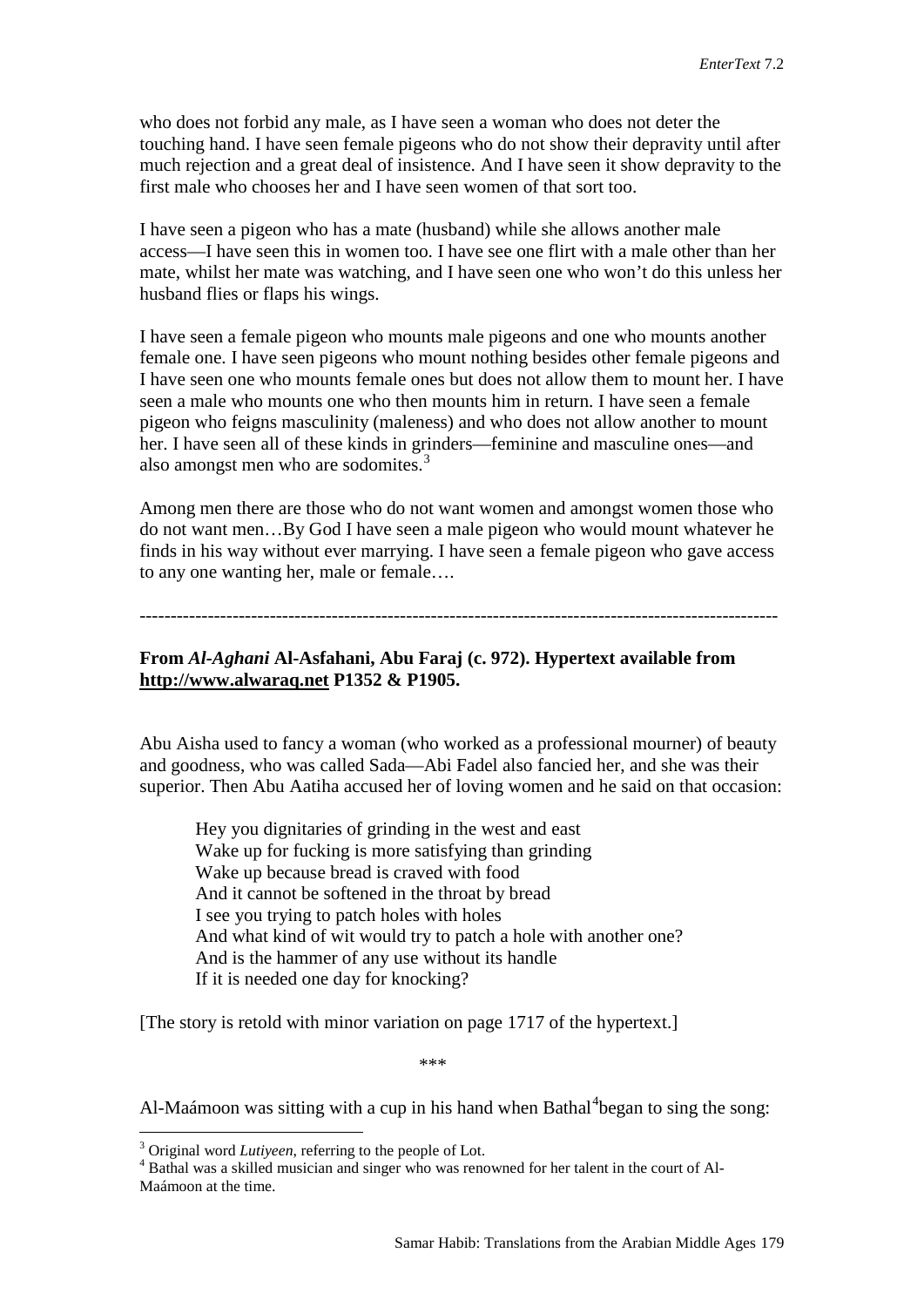who does not forbid any male, as I have seen a woman who does not deter the touching hand. I have seen female pigeons who do not show their depravity until after much rejection and a great deal of insistence. And I have seen it show depravity to the first male who chooses her and I have seen women of that sort too.

I have seen a pigeon who has a mate (husband) while she allows another male access—I have seen this in women too. I have see one flirt with a male other than her mate, whilst her mate was watching, and I have seen one who won't do this unless her husband flies or flaps his wings.

I have seen a female pigeon who mounts male pigeons and one who mounts another female one. I have seen pigeons who mount nothing besides other female pigeons and I have seen one who mounts female ones but does not allow them to mount her. I have seen a male who mounts one who then mounts him in return. I have seen a female pigeon who feigns masculinity (maleness) and who does not allow another to mount her. I have seen all of these kinds in grinders—feminine and masculine ones—and also amongst men who are sodomites.[3]

Among men there are those who do not want women and amongst women those who do not want men…By God I have seen a male pigeon who would mount whatever he finds in his way without ever marrying. I have seen a female pigeon who gave access to any one wanting her, male or female….

---

**From *Al-Aghani* Al-Asfahani, Abu Faraj (c. 972). Hypertext available from http://www.alwaraq.net P1352 & P1905.**

Abu Aisha used to fancy a woman (who worked as a professional mourner) of beauty and goodness, who was called Sada—Abi Fadel also fancied her, and she was their superior. Then Abu Aatiha accused her of loving women and he said on that occasion:

> Hey you dignitaries of grinding in the west and east
> Wake up for fucking is more satisfying than grinding
> Wake up because bread is craved with food
> And it cannot be softened in the throat by bread
> I see you trying to patch holes with holes
> And what kind of wit would try to patch a hole with another one?
> And is the hammer of any use without its handle
> If it is needed one day for knocking?

[The story is retold with minor variation on page 1717 of the hypertext.]

\*\*\*

Al-Maámoon was sitting with a cup in his hand when Bathal[4]began to sing the song:

[3] Original word *Lutiyeen*, referring to the people of Lot.

[4] Bathal was a skilled musician and singer who was renowned for her talent in the court of Al-Maámoon at the time.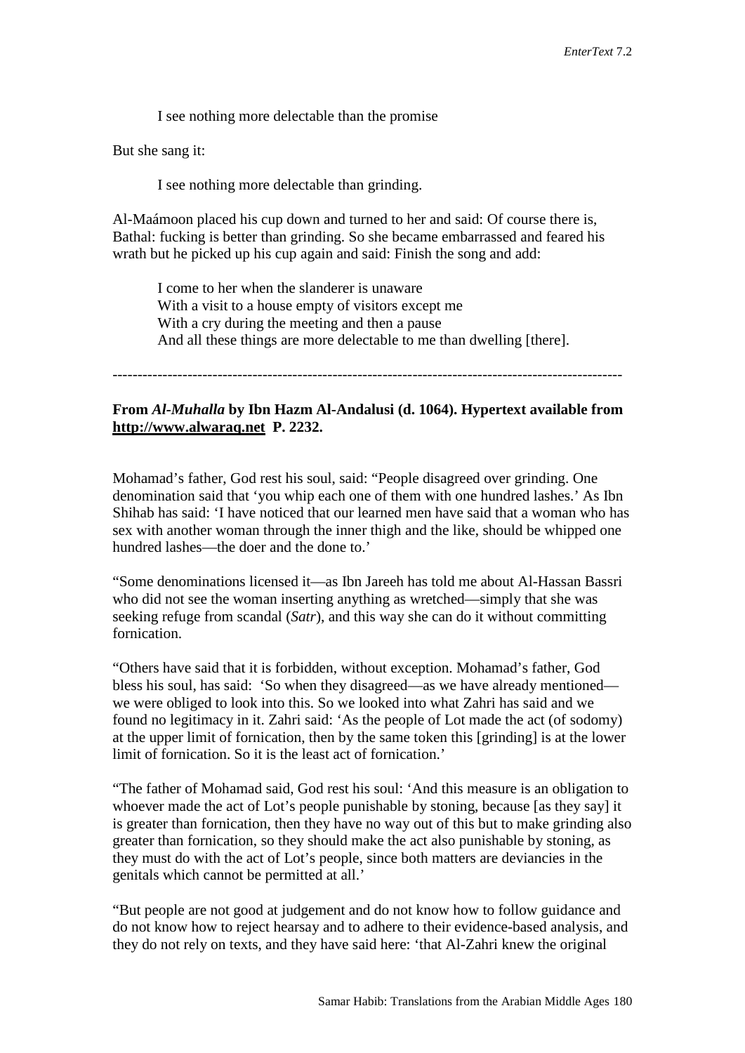> I see nothing more delectable than the promise

But she sang it:

> I see nothing more delectable than grinding.

Al-Maámoon placed his cup down and turned to her and said: Of course there is, Bathal: fucking is better than grinding. So she became embarrassed and feared his wrath but he picked up his cup again and said: Finish the song and add:

> I come to her when the slanderer is unaware
> With a visit to a house empty of visitors except me
> With a cry during the meeting and then a pause
> And all these things are more delectable to me than dwelling [there].

---

**From *Al-Muhalla* by Ibn Hazm Al-Andalusi (d. 1064). Hypertext available from [http://www.alwaraq.net](http://www.alwaraq.net) P. 2232.**

Mohamad's father, God rest his soul, said: "People disagreed over grinding. One denomination said that 'you whip each one of them with one hundred lashes.' As Ibn Shihab has said: 'I have noticed that our learned men have said that a woman who has sex with another woman through the inner thigh and the like, should be whipped one hundred lashes—the doer and the done to.'

"Some denominations licensed it—as Ibn Jareeh has told me about Al-Hassan Bassri who did not see the woman inserting anything as wretched—simply that she was seeking refuge from scandal (*Satr*), and this way she can do it without committing fornication.

"Others have said that it is forbidden, without exception. Mohamad's father, God bless his soul, has said: 'So when they disagreed—as we have already mentioned—we were obliged to look into this. So we looked into what Zahri has said and we found no legitimacy in it. Zahri said: 'As the people of Lot made the act (of sodomy) at the upper limit of fornication, then by the same token this [grinding] is at the lower limit of fornication. So it is the least act of fornication.'

"The father of Mohamad said, God rest his soul: 'And this measure is an obligation to whoever made the act of Lot's people punishable by stoning, because [as they say] it is greater than fornication, then they have no way out of this but to make grinding also greater than fornication, so they should make the act also punishable by stoning, as they must do with the act of Lot's people, since both matters are deviancies in the genitals which cannot be permitted at all.'

"But people are not good at judgement and do not know how to follow guidance and do not know how to reject hearsay and to adhere to their evidence-based analysis, and they do not rely on texts, and they have said here: 'that Al-Zahri knew the original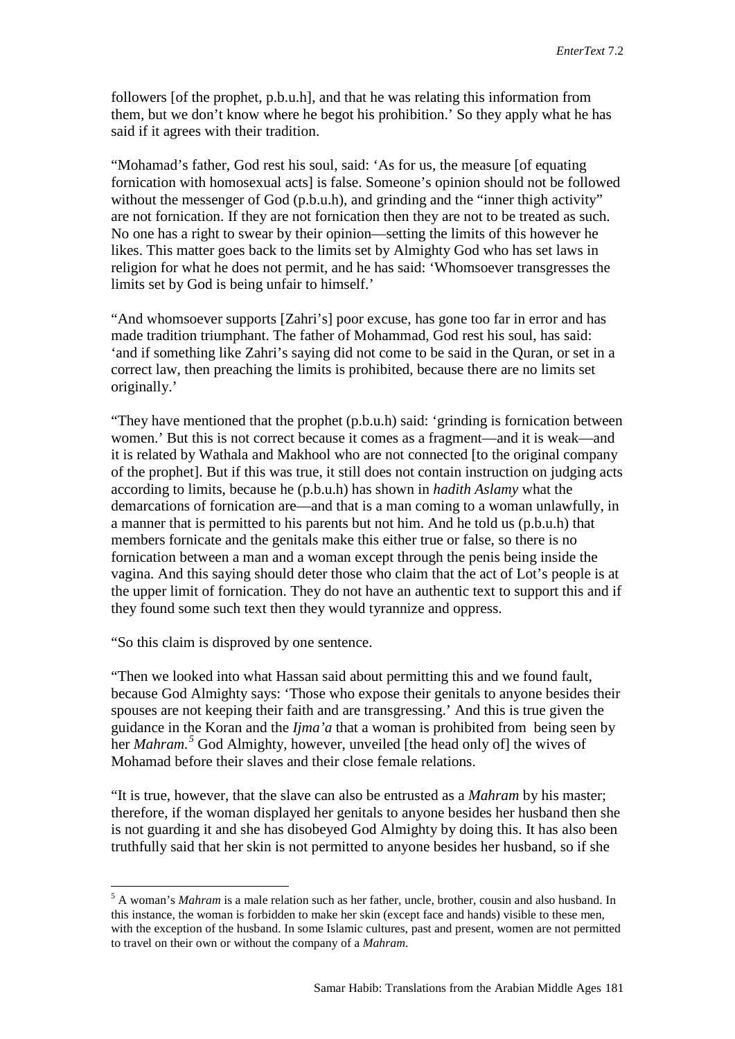followers [of the prophet, p.b.u.h], and that he was relating this information from them, but we don't know where he begot his prohibition.' So they apply what he has said if it agrees with their tradition.

"Mohamad's father, God rest his soul, said: 'As for us, the measure [of equating fornication with homosexual acts] is false. Someone's opinion should not be followed without the messenger of God (p.b.u.h), and grinding and the "inner thigh activity" are not fornication. If they are not fornication then they are not to be treated as such. No one has a right to swear by their opinion—setting the limits of this however he likes. This matter goes back to the limits set by Almighty God who has set laws in religion for what he does not permit, and he has said: 'Whomsoever transgresses the limits set by God is being unfair to himself.'

"And whomsoever supports [Zahri's] poor excuse, has gone too far in error and has made tradition triumphant. The father of Mohammad, God rest his soul, has said: 'and if something like Zahri's saying did not come to be said in the Quran, or set in a correct law, then preaching the limits is prohibited, because there are no limits set originally.'

"They have mentioned that the prophet (p.b.u.h) said: 'grinding is fornication between women.' But this is not correct because it comes as a fragment—and it is weak—and it is related by Wathala and Makhool who are not connected [to the original company of the prophet]. But if this was true, it still does not contain instruction on judging acts according to limits, because he (p.b.u.h) has shown in *hadith Aslamy* what the demarcations of fornication are—and that is a man coming to a woman unlawfully, in a manner that is permitted to his parents but not him. And he told us (p.b.u.h) that members fornicate and the genitals make this either true or false, so there is no fornication between a man and a woman except through the penis being inside the vagina. And this saying should deter those who claim that the act of Lot's people is at the upper limit of fornication. They do not have an authentic text to support this and if they found some such text then they would tyrannize and oppress.

"So this claim is disproved by one sentence.

"Then we looked into what Hassan said about permitting this and we found fault, because God Almighty says: 'Those who expose their genitals to anyone besides their spouses are not keeping their faith and are transgressing.' And this is true given the guidance in the Koran and the *Ijma'a* that a woman is prohibited from being seen by her *Mahram*.[5] God Almighty, however, unveiled [the head only of] the wives of Mohamad before their slaves and their close female relations.

"It is true, however, that the slave can also be entrusted as a *Mahram* by his master; therefore, if the woman displayed her genitals to anyone besides her husband then she is not guarding it and she has disobeyed God Almighty by doing this. It has also been truthfully said that her skin is not permitted to anyone besides her husband, so if she

---

[5] A woman's *Mahram* is a male relation such as her father, uncle, brother, cousin and also husband. In this instance, the woman is forbidden to make her skin (except face and hands) visible to these men, with the exception of the husband. In some Islamic cultures, past and present, women are not permitted to travel on their own or without the company of a *Mahram*.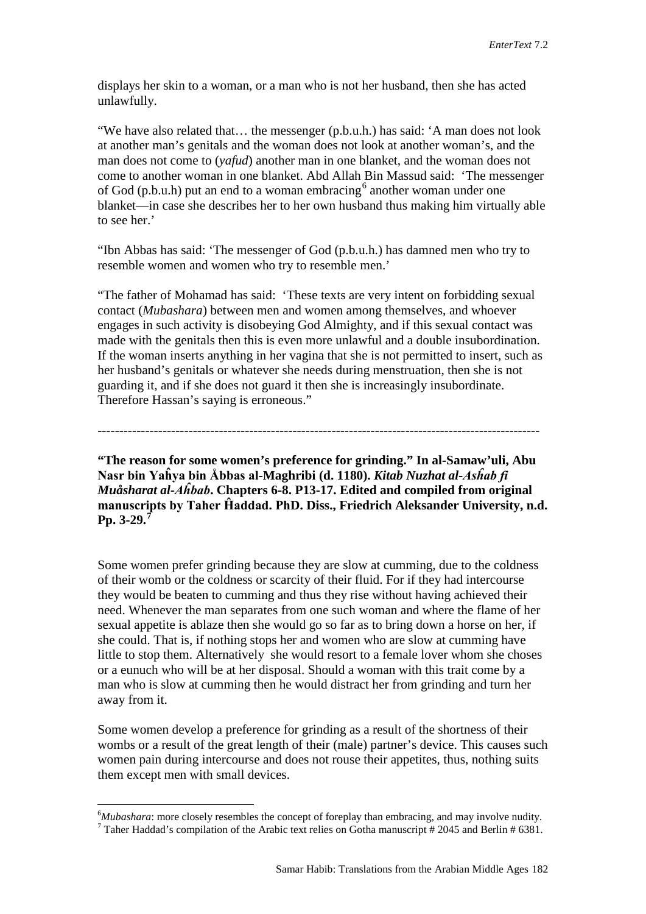displays her skin to a woman, or a man who is not her husband, then she has acted unlawfully.

“We have also related that… the messenger (p.b.u.h.) has said: ‘A man does not look at another man’s genitals and the woman does not look at another woman’s, and the man does not come to (*yafud*) another man in one blanket, and the woman does not come to another woman in one blanket. Abd Allah Bin Massud said: ‘The messenger of God (p.b.u.h) put an end to a woman embracing[6] another woman under one blanket—in case she describes her to her own husband thus making him virtually able to see her.’

“Ibn Abbas has said: ‘The messenger of God (p.b.u.h.) has damned men who try to resemble women and women who try to resemble men.’

“The father of Mohamad has said: ‘These texts are very intent on forbidding sexual contact (*Mubashara*) between men and women among themselves, and whoever engages in such activity is disobeying God Almighty, and if this sexual contact was made with the genitals then this is even more unlawful and a double insubordination. If the woman inserts anything in her vagina that she is not permitted to insert, such as her husband’s genitals or whatever she needs during menstruation, then she is not guarding it, and if she does not guard it then she is increasingly insubordinate. Therefore Hassan’s saying is erroneous.”

---

**“The reason for some women’s preference for grinding.” In al-Samaw’uli, Abu Nasr bin Yaĥya bin Åbbas al-Maghribi (d. 1180). *Kitab Nuzhat al-Asĥab fi Muåsharat al-Aĥbab*. Chapters 6-8. P13-17. Edited and compiled from original manuscripts by Taher Ĥaddad. PhD. Diss., Friedrich Aleksander University, n.d. Pp. 3-29.[7]**

Some women prefer grinding because they are slow at cumming, due to the coldness of their womb or the coldness or scarcity of their fluid. For if they had intercourse they would be beaten to cumming and thus they rise without having achieved their need. Whenever the man separates from one such woman and where the flame of her sexual appetite is ablaze then she would go so far as to bring down a horse on her, if she could. That is, if nothing stops her and women who are slow at cumming have little to stop them. Alternatively she would resort to a female lover whom she choses or a eunuch who will be at her disposal. Should a woman with this trait come by a man who is slow at cumming then he would distract her from grinding and turn her away from it.

Some women develop a preference for grinding as a result of the shortness of their wombs or a result of the great length of their (male) partner’s device. This causes such women pain during intercourse and does not rouse their appetites, thus, nothing suits them except men with small devices.

[6] *Mubashara*: more closely resembles the concept of foreplay than embracing, and may involve nudity.

[7] Taher Haddad’s compilation of the Arabic text relies on Gotha manuscript # 2045 and Berlin # 6381.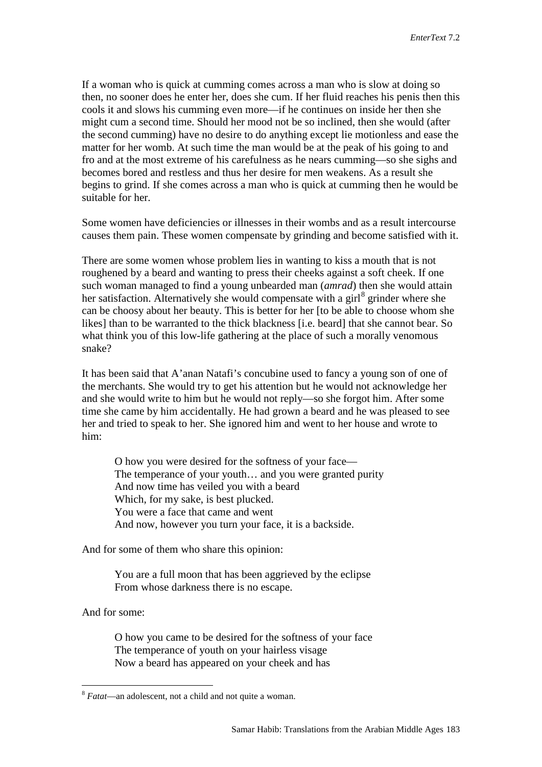If a woman who is quick at cumming comes across a man who is slow at doing so then, no sooner does he enter her, does she cum. If her fluid reaches his penis then this cools it and slows his cumming even more—if he continues on inside her then she might cum a second time. Should her mood not be so inclined, then she would (after the second cumming) have no desire to do anything except lie motionless and ease the matter for her womb. At such time the man would be at the peak of his going to and fro and at the most extreme of his carefulness as he nears cumming—so she sighs and becomes bored and restless and thus her desire for men weakens. As a result she begins to grind. If she comes across a man who is quick at cumming then he would be suitable for her.

Some women have deficiencies or illnesses in their wombs and as a result intercourse causes them pain. These women compensate by grinding and become satisfied with it.

There are some women whose problem lies in wanting to kiss a mouth that is not roughened by a beard and wanting to press their cheeks against a soft cheek. If one such woman managed to find a young unbearded man (*amrad*) then she would attain her satisfaction. Alternatively she would compensate with a girl[8] grinder where she can be choosy about her beauty. This is better for her [to be able to choose whom she likes] than to be warranted to the thick blackness [i.e. beard] that she cannot bear. So what think you of this low-life gathering at the place of such a morally venomous snake?

It has been said that A'anan Natafi's concubine used to fancy a young son of one of the merchants. She would try to get his attention but he would not acknowledge her and she would write to him but he would not reply—so she forgot him. After some time she came by him accidentally. He had grown a beard and he was pleased to see her and tried to speak to her. She ignored him and went to her house and wrote to him:

> O how you were desired for the softness of your face—
> The temperance of your youth… and you were granted purity
> And now time has veiled you with a beard
> Which, for my sake, is best plucked.
> You were a face that came and went
> And now, however you turn your face, it is a backside.

And for some of them who share this opinion:

> You are a full moon that has been aggrieved by the eclipse
> From whose darkness there is no escape.

And for some:

> O how you came to be desired for the softness of your face
> The temperance of youth on your hairless visage
> Now a beard has appeared on your cheek and has

[8] *Fatat*—an adolescent, not a child and not quite a woman.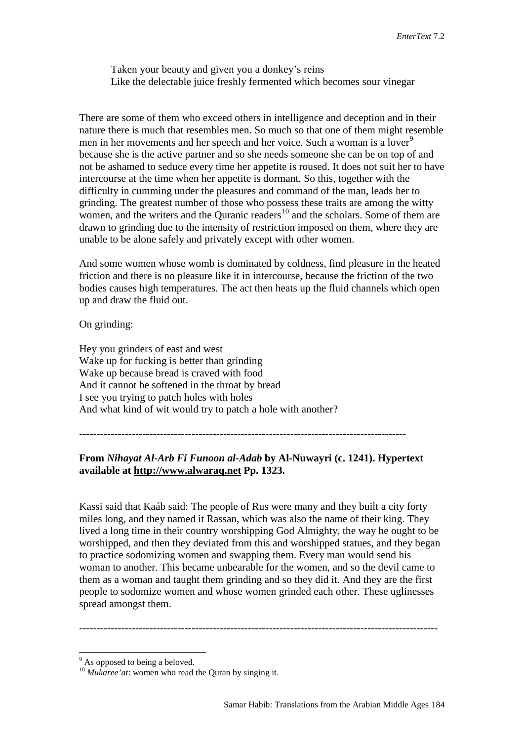Taken your beauty and given you a donkey's reins  
Like the delectable juice freshly fermented which becomes sour vinegar

There are some of them who exceed others in intelligence and deception and in their nature there is much that resembles men. So much so that one of them might resemble men in her movements and her speech and her voice. Such a woman is a lover[9] because she is the active partner and so she needs someone she can be on top of and not be ashamed to seduce every time her appetite is roused. It does not suit her to have intercourse at the time when her appetite is dormant. So this, together with the difficulty in cumming under the pleasures and command of the man, leads her to grinding. The greatest number of those who possess these traits are among the witty women, and the writers and the Quranic readers[10] and the scholars. Some of them are drawn to grinding due to the intensity of restriction imposed on them, where they are unable to be alone safely and privately except with other women.

And some women whose womb is dominated by coldness, find pleasure in the heated friction and there is no pleasure like it in intercourse, because the friction of the two bodies causes high temperatures. The act then heats up the fluid channels which open up and draw the fluid out.

On grinding:

Hey you grinders of east and west  
Wake up for fucking is better than grinding  
Wake up because bread is craved with food  
And it cannot be softened in the throat by bread  
I see you trying to patch holes with holes  
And what kind of wit would try to patch a hole with another?

---

**From *Nihayat Al-Arb Fi Funoon al-Adab* by Al-Nuwayri (c. 1241). Hypertext available at http://www.alwaraq.net Pp. 1323.**

Kassi said that Kaáb said: The people of Rus were many and they built a city forty miles long, and they named it Rassan, which was also the name of their king. They lived a long time in their country worshipping God Almighty, the way he ought to be worshipped, and then they deviated from this and worshipped statues, and they began to practice sodomizing women and swapping them. Every man would send his woman to another. This became unbearable for the women, and so the devil came to them as a woman and taught them grinding and so they did it. And they are the first people to sodomize women and whose women grinded each other. These uglinesses spread amongst them.

---

[9] As opposed to being a beloved.

[10] *Mukaree'at*: women who read the Quran by singing it.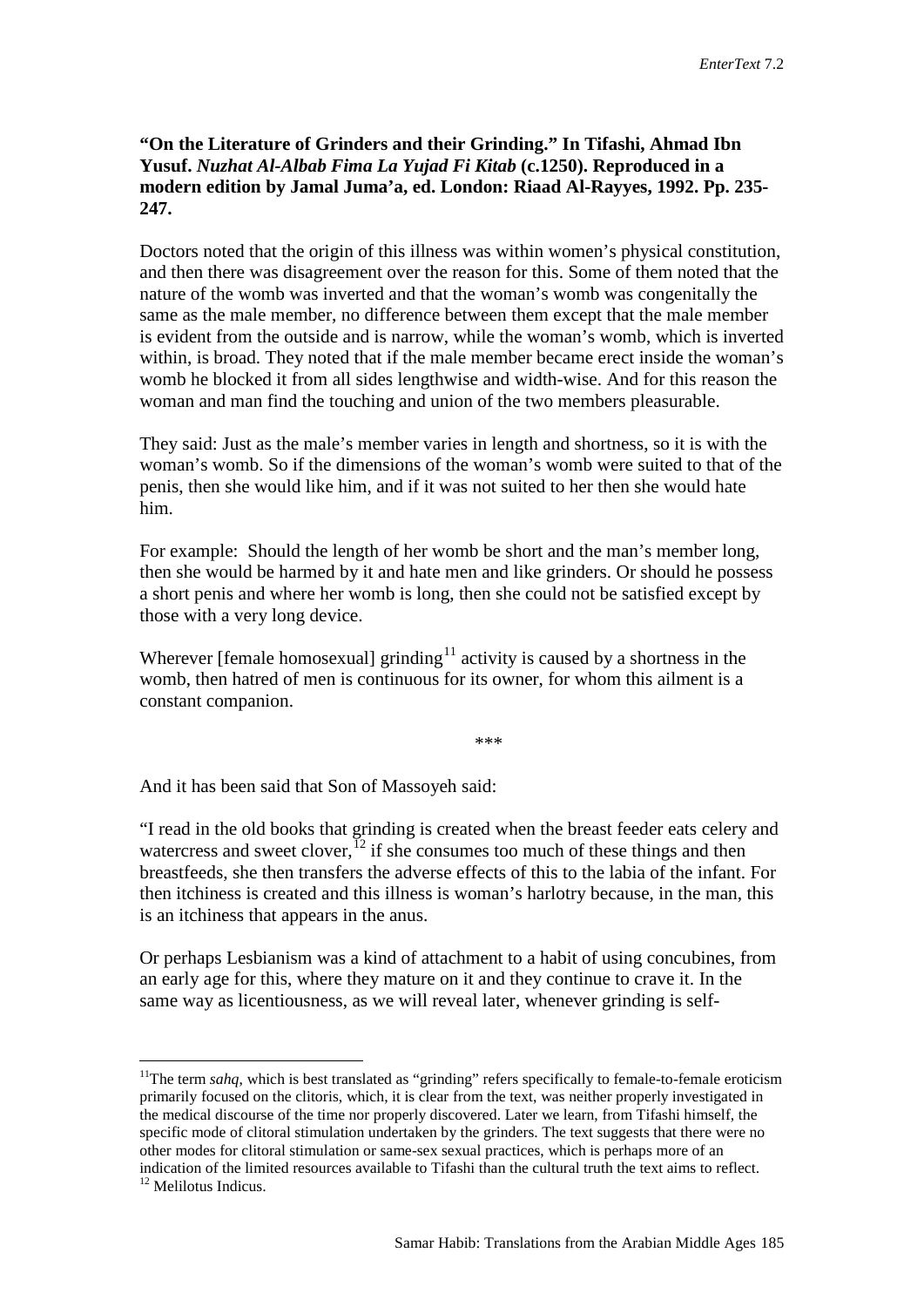**"On the Literature of Grinders and their Grinding." In Tifashi, Ahmad Ibn Yusuf. *Nuzhat Al-Albab Fima La Yujad Fi Kitab* (c.1250). Reproduced in a modern edition by Jamal Juma'a, ed. London: Riaad Al-Rayyes, 1992. Pp. 235-247.**

Doctors noted that the origin of this illness was within women's physical constitution, and then there was disagreement over the reason for this. Some of them noted that the nature of the womb was inverted and that the woman's womb was congenitally the same as the male member, no difference between them except that the male member is evident from the outside and is narrow, while the woman's womb, which is inverted within, is broad. They noted that if the male member became erect inside the woman's womb he blocked it from all sides lengthwise and width-wise. And for this reason the woman and man find the touching and union of the two members pleasurable.

They said: Just as the male's member varies in length and shortness, so it is with the woman's womb. So if the dimensions of the woman's womb were suited to that of the penis, then she would like him, and if it was not suited to her then she would hate him.

For example: Should the length of her womb be short and the man's member long, then she would be harmed by it and hate men and like grinders. Or should he possess a short penis and where her womb is long, then she could not be satisfied except by those with a very long device.

Wherever [female homosexual] grinding[11] activity is caused by a shortness in the womb, then hatred of men is continuous for its owner, for whom this ailment is a constant companion.

\*\*\*

And it has been said that Son of Massoyeh said:

"I read in the old books that grinding is created when the breast feeder eats celery and watercress and sweet clover,[12] if she consumes too much of these things and then breastfeeds, she then transfers the adverse effects of this to the labia of the infant. For then itchiness is created and this illness is woman's harlotry because, in the man, this is an itchiness that appears in the anus.

Or perhaps Lesbianism was a kind of attachment to a habit of using concubines, from an early age for this, where they mature on it and they continue to crave it. In the same way as licentiousness, as we will reveal later, whenever grinding is self-

---

[11] The term *sahq*, which is best translated as "grinding" refers specifically to female-to-female eroticism primarily focused on the clitoris, which, it is clear from the text, was neither properly investigated in the medical discourse of the time nor properly discovered. Later we learn, from Tifashi himself, the specific mode of clitoral stimulation undertaken by the grinders. The text suggests that there were no other modes for clitoral stimulation or same-sex sexual practices, which is perhaps more of an indication of the limited resources available to Tifashi than the cultural truth the text aims to reflect.

[12] Melilotus Indicus.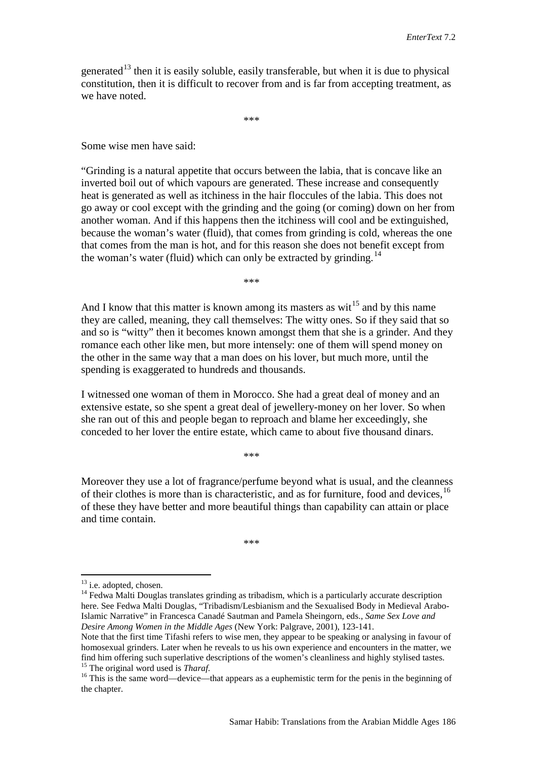generated[13] then it is easily soluble, easily transferable, but when it is due to physical constitution, then it is difficult to recover from and is far from accepting treatment, as we have noted.

\*\*\*

Some wise men have said:

"Grinding is a natural appetite that occurs between the labia, that is concave like an inverted boil out of which vapours are generated. These increase and consequently heat is generated as well as itchiness in the hair floccules of the labia. This does not go away or cool except with the grinding and the going (or coming) down on her from another woman. And if this happens then the itchiness will cool and be extinguished, because the woman's water (fluid), that comes from grinding is cold, whereas the one that comes from the man is hot, and for this reason she does not benefit except from the woman's water (fluid) which can only be extracted by grinding.[14]

\*\*\*

And I know that this matter is known among its masters as wit[15] and by this name they are called, meaning, they call themselves: The witty ones. So if they said that so and so is "witty" then it becomes known amongst them that she is a grinder. And they romance each other like men, but more intensely: one of them will spend money on the other in the same way that a man does on his lover, but much more, until the spending is exaggerated to hundreds and thousands.

I witnessed one woman of them in Morocco. She had a great deal of money and an extensive estate, so she spent a great deal of jewellery-money on her lover. So when she ran out of this and people began to reproach and blame her exceedingly, she conceded to her lover the entire estate, which came to about five thousand dinars.

\*\*\*

Moreover they use a lot of fragrance/perfume beyond what is usual, and the cleanness of their clothes is more than is characteristic, and as for furniture, food and devices,[16] of these they have better and more beautiful things than capability can attain or place and time contain.

\*\*\*

---

[13] i.e. adopted, chosen.

[14] Fedwa Malti Douglas translates grinding as tribadism, which is a particularly accurate description here. See Fedwa Malti Douglas, "Tribadism/Lesbianism and the Sexualised Body in Medieval Arabo-Islamic Narrative" in Francesca Canadé Sautman and Pamela Sheingorn, eds., *Same Sex Love and Desire Among Women in the Middle Ages* (New York: Palgrave, 2001), 123-141.
Note that the first time Tifashi refers to wise men, they appear to be speaking or analysing in favour of homosexual grinders. Later when he reveals to us his own experience and encounters in the matter, we find him offering such superlative descriptions of the women's cleanliness and highly stylised tastes.

[15] The original word used is *Tharaf.*

[16] This is the same word—device—that appears as a euphemistic term for the penis in the beginning of the chapter.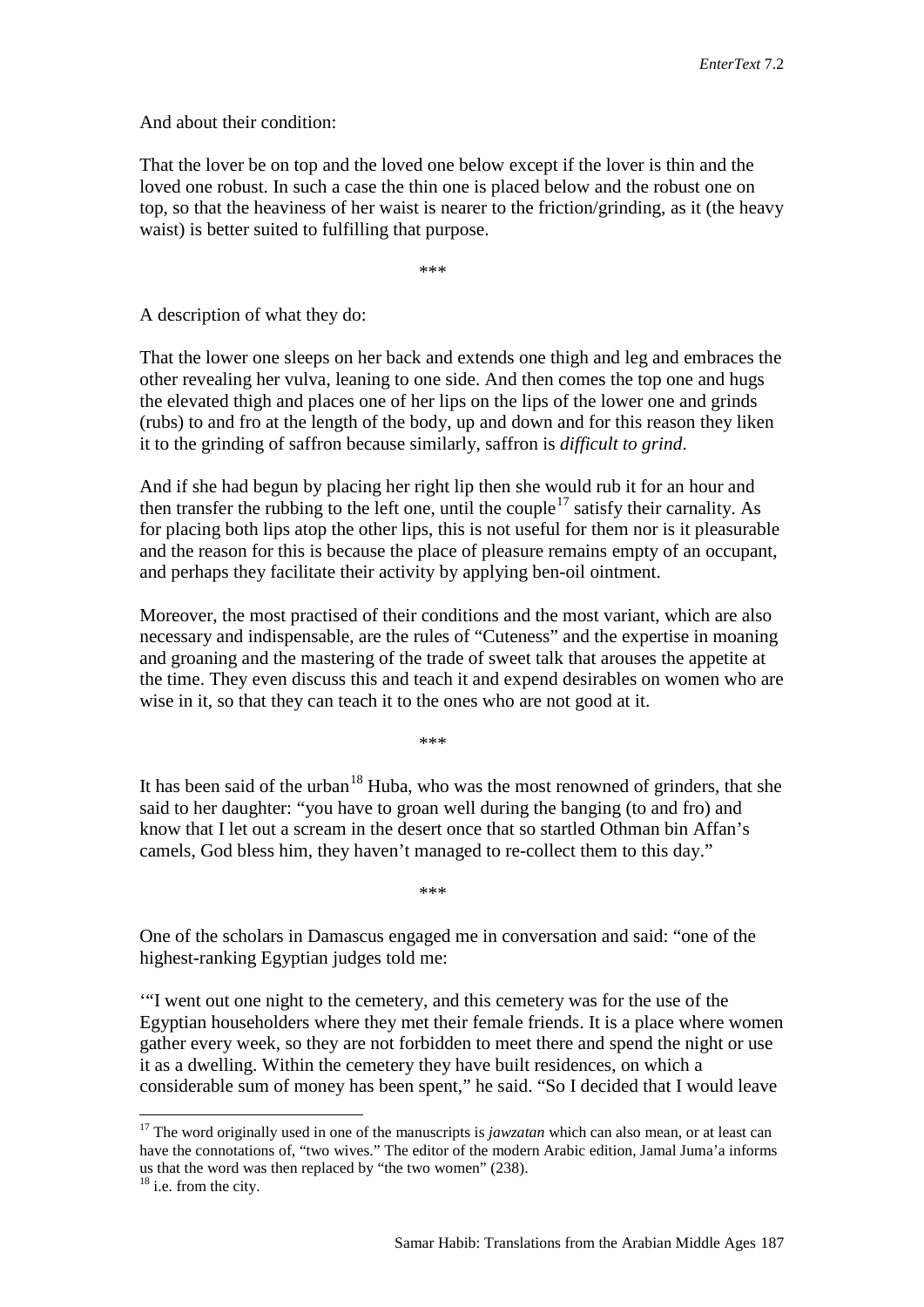And about their condition:

That the lover be on top and the loved one below except if the lover is thin and the loved one robust. In such a case the thin one is placed below and the robust one on top, so that the heaviness of her waist is nearer to the friction/grinding, as it (the heavy waist) is better suited to fulfilling that purpose.

\*\*\*

A description of what they do:

That the lower one sleeps on her back and extends one thigh and leg and embraces the other revealing her vulva, leaning to one side. And then comes the top one and hugs the elevated thigh and places one of her lips on the lips of the lower one and grinds (rubs) to and fro at the length of the body, up and down and for this reason they liken it to the grinding of saffron because similarly, saffron is *difficult to grind*.

And if she had begun by placing her right lip then she would rub it for an hour and then transfer the rubbing to the left one, until the couple[17] satisfy their carnality. As for placing both lips atop the other lips, this is not useful for them nor is it pleasurable and the reason for this is because the place of pleasure remains empty of an occupant, and perhaps they facilitate their activity by applying ben-oil ointment.

Moreover, the most practised of their conditions and the most variant, which are also necessary and indispensable, are the rules of "Cuteness" and the expertise in moaning and groaning and the mastering of the trade of sweet talk that arouses the appetite at the time. They even discuss this and teach it and expend desirables on women who are wise in it, so that they can teach it to the ones who are not good at it.

\*\*\*

It has been said of the urban[18] Huba, who was the most renowned of grinders, that she said to her daughter: "you have to groan well during the banging (to and fro) and know that I let out a scream in the desert once that so startled Othman bin Affan's camels, God bless him, they haven't managed to re-collect them to this day."

\*\*\*

One of the scholars in Damascus engaged me in conversation and said: "one of the highest-ranking Egyptian judges told me:

'"I went out one night to the cemetery, and this cemetery was for the use of the Egyptian householders where they met their female friends. It is a place where women gather every week, so they are not forbidden to meet there and spend the night or use it as a dwelling. Within the cemetery they have built residences, on which a considerable sum of money has been spent," he said. "So I decided that I would leave

---

[17] The word originally used in one of the manuscripts is *jawzatan* which can also mean, or at least can have the connotations of, "two wives." The editor of the modern Arabic edition, Jamal Juma'a informs us that the word was then replaced by "the two women" (238).

[18] i.e. from the city.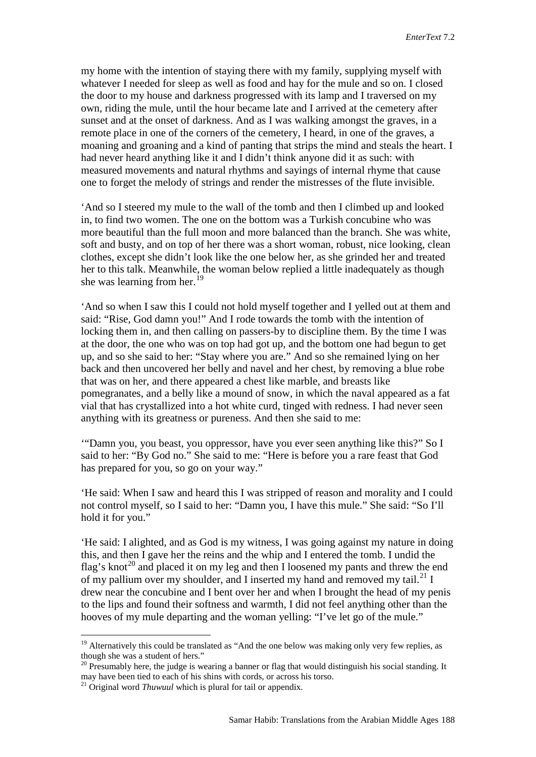my home with the intention of staying there with my family, supplying myself with whatever I needed for sleep as well as food and hay for the mule and so on. I closed the door to my house and darkness progressed with its lamp and I traversed on my own, riding the mule, until the hour became late and I arrived at the cemetery after sunset and at the onset of darkness. And as I was walking amongst the graves, in a remote place in one of the corners of the cemetery, I heard, in one of the graves, a moaning and groaning and a kind of panting that strips the mind and steals the heart. I had never heard anything like it and I didn't think anyone did it as such: with measured movements and natural rhythms and sayings of internal rhyme that cause one to forget the melody of strings and render the mistresses of the flute invisible.

'And so I steered my mule to the wall of the tomb and then I climbed up and looked in, to find two women. The one on the bottom was a Turkish concubine who was more beautiful than the full moon and more balanced than the branch. She was white, soft and busty, and on top of her there was a short woman, robust, nice looking, clean clothes, except she didn't look like the one below her, as she grinded her and treated her to this talk. Meanwhile, the woman below replied a little inadequately as though she was learning from her.[19]

'And so when I saw this I could not hold myself together and I yelled out at them and said: "Rise, God damn you!" And I rode towards the tomb with the intention of locking them in, and then calling on passers-by to discipline them. By the time I was at the door, the one who was on top had got up, and the bottom one had begun to get up, and so she said to her: "Stay where you are." And so she remained lying on her back and then uncovered her belly and navel and her chest, by removing a blue robe that was on her, and there appeared a chest like marble, and breasts like pomegranates, and a belly like a mound of snow, in which the naval appeared as a fat vial that has crystallized into a hot white curd, tinged with redness. I had never seen anything with its greatness or pureness. And then she said to me:

'"Damn you, you beast, you oppressor, have you ever seen anything like this?" So I said to her: "By God no." She said to me: "Here is before you a rare feast that God has prepared for you, so go on your way."

'He said: When I saw and heard this I was stripped of reason and morality and I could not control myself, so I said to her: "Damn you, I have this mule." She said: "So I'll hold it for you."

'He said: I alighted, and as God is my witness, I was going against my nature in doing this, and then I gave her the reins and the whip and I entered the tomb. I undid the flag's knot[20] and placed it on my leg and then I loosened my pants and threw the end of my pallium over my shoulder, and I inserted my hand and removed my tail.[21] I drew near the concubine and I bent over her and when I brought the head of my penis to the lips and found their softness and warmth, I did not feel anything other than the hooves of my mule departing and the woman yelling: "I've let go of the mule."

---

[19] Alternatively this could be translated as "And the one below was making only very few replies, as though she was a student of hers."

[20] Presumably here, the judge is wearing a banner or flag that would distinguish his social standing. It may have been tied to each of his shins with cords, or across his torso.

[21] Original word *Thuwuul* which is plural for tail or appendix.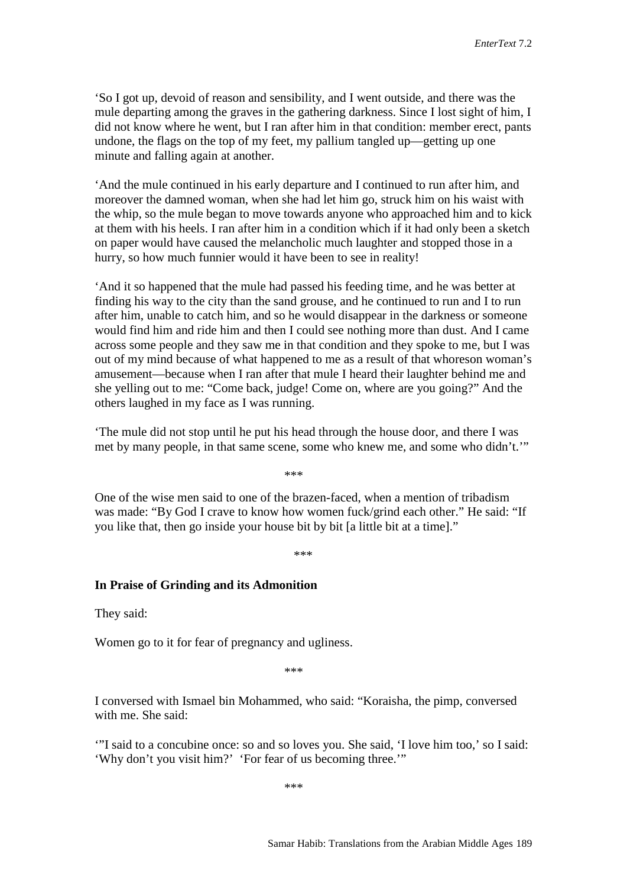'So I got up, devoid of reason and sensibility, and I went outside, and there was the mule departing among the graves in the gathering darkness. Since I lost sight of him, I did not know where he went, but I ran after him in that condition: member erect, pants undone, the flags on the top of my feet, my pallium tangled up—getting up one minute and falling again at another.

'And the mule continued in his early departure and I continued to run after him, and moreover the damned woman, when she had let him go, struck him on his waist with the whip, so the mule began to move towards anyone who approached him and to kick at them with his heels. I ran after him in a condition which if it had only been a sketch on paper would have caused the melancholic much laughter and stopped those in a hurry, so how much funnier would it have been to see in reality!

'And it so happened that the mule had passed his feeding time, and he was better at finding his way to the city than the sand grouse, and he continued to run and I to run after him, unable to catch him, and so he would disappear in the darkness or someone would find him and ride him and then I could see nothing more than dust. And I came across some people and they saw me in that condition and they spoke to me, but I was out of my mind because of what happened to me as a result of that whoreson woman's amusement—because when I ran after that mule I heard their laughter behind me and she yelling out to me: "Come back, judge! Come on, where are you going?" And the others laughed in my face as I was running.

'The mule did not stop until he put his head through the house door, and there I was met by many people, in that same scene, some who knew me, and some who didn't.'"

\*\*\*

One of the wise men said to one of the brazen-faced, when a mention of tribadism was made: "By God I crave to know how women fuck/grind each other." He said: "If you like that, then go inside your house bit by bit [a little bit at a time]."

\*\*\*

**In Praise of Grinding and its Admonition**

They said:

Women go to it for fear of pregnancy and ugliness.

\*\*\*

I conversed with Ismael bin Mohammed, who said: "Koraisha, the pimp, conversed with me. She said:

'"I said to a concubine once: so and so loves you. She said, 'I love him too,' so I said: 'Why don't you visit him?' 'For fear of us becoming three.'"

\*\*\*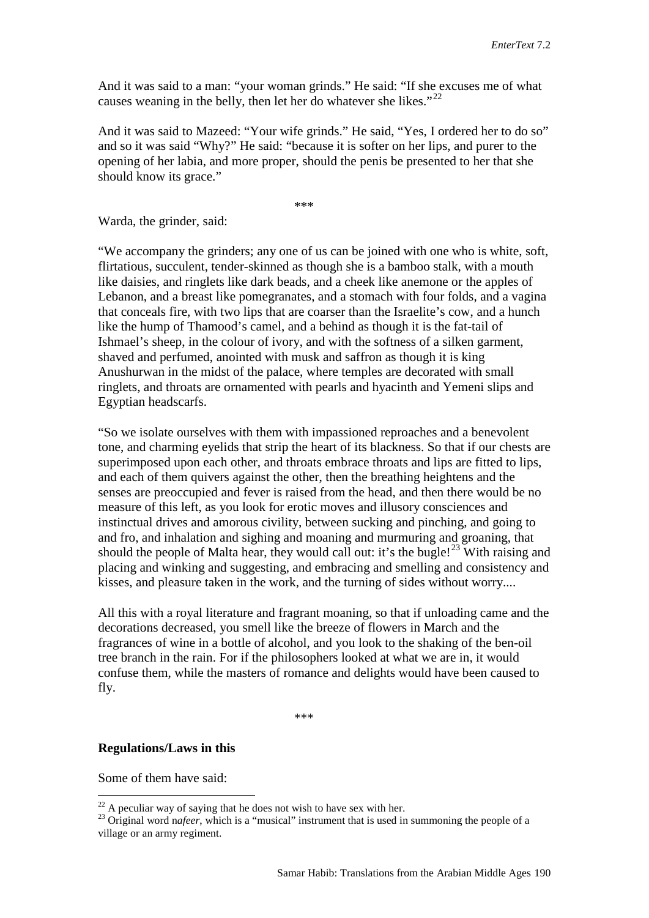And it was said to a man: "your woman grinds." He said: "If she excuses me of what causes weaning in the belly, then let her do whatever she likes."[22]

And it was said to Mazeed: "Your wife grinds." He said, "Yes, I ordered her to do so" and so it was said "Why?" He said: "because it is softer on her lips, and purer to the opening of her labia, and more proper, should the penis be presented to her that she should know its grace."

***

Warda, the grinder, said:

"We accompany the grinders; any one of us can be joined with one who is white, soft, flirtatious, succulent, tender-skinned as though she is a bamboo stalk, with a mouth like daisies, and ringlets like dark beads, and a cheek like anemone or the apples of Lebanon, and a breast like pomegranates, and a stomach with four folds, and a vagina that conceals fire, with two lips that are coarser than the Israelite's cow, and a hunch like the hump of Thamood's camel, and a behind as though it is the fat-tail of Ishmael's sheep, in the colour of ivory, and with the softness of a silken garment, shaved and perfumed, anointed with musk and saffron as though it is king Anushurwan in the midst of the palace, where temples are decorated with small ringlets, and throats are ornamented with pearls and hyacinth and Yemeni slips and Egyptian headscarfs.

"So we isolate ourselves with them with impassioned reproaches and a benevolent tone, and charming eyelids that strip the heart of its blackness. So that if our chests are superimposed upon each other, and throats embrace throats and lips are fitted to lips, and each of them quivers against the other, then the breathing heightens and the senses are preoccupied and fever is raised from the head, and then there would be no measure of this left, as you look for erotic moves and illusory consciences and instinctual drives and amorous civility, between sucking and pinching, and going to and fro, and inhalation and sighing and moaning and murmuring and groaning, that should the people of Malta hear, they would call out: it's the bugle![23] With raising and placing and winking and suggesting, and embracing and smelling and consistency and kisses, and pleasure taken in the work, and the turning of sides without worry....

All this with a royal literature and fragrant moaning, so that if unloading came and the decorations decreased, you smell like the breeze of flowers in March and the fragrances of wine in a bottle of alcohol, and you look to the shaking of the ben-oil tree branch in the rain. For if the philosophers looked at what we are in, it would confuse them, while the masters of romance and delights would have been caused to fly.

***

**Regulations/Laws in this**

Some of them have said:

[22] A peculiar way of saying that he does not wish to have sex with her.

[23] Original word n*afeer*, which is a "musical" instrument that is used in summoning the people of a village or an army regiment.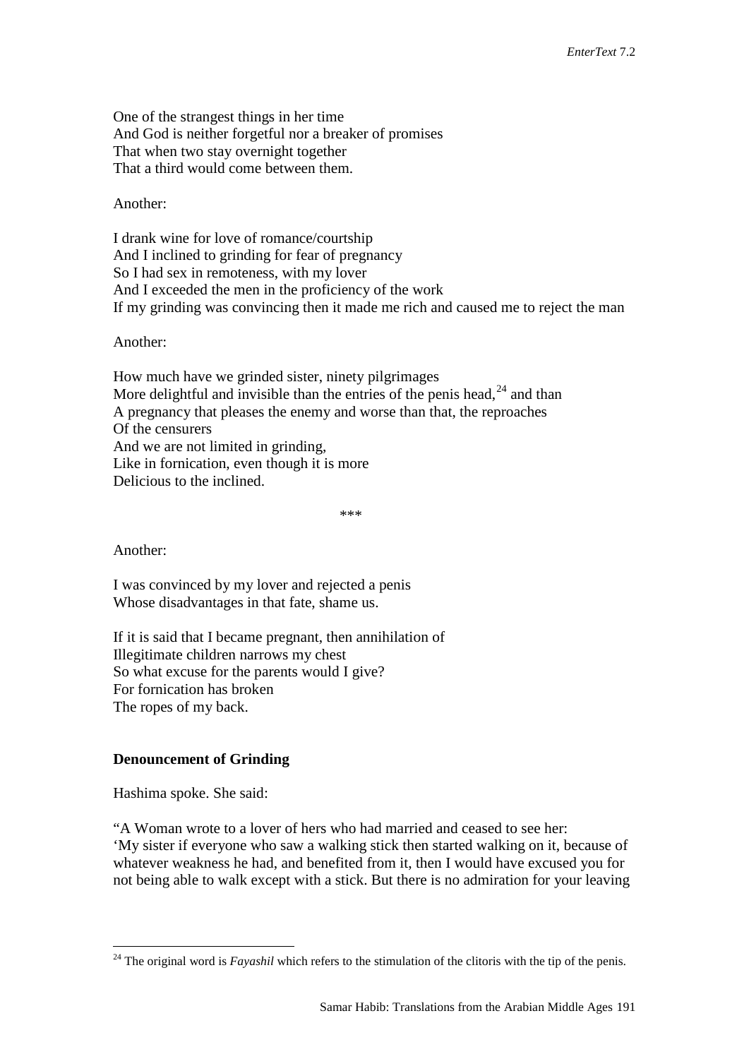One of the strangest things in her time  
And God is neither forgetful nor a breaker of promises  
That when two stay overnight together  
That a third would come between them.

Another:

I drank wine for love of romance/courtship  
And I inclined to grinding for fear of pregnancy  
So I had sex in remoteness, with my lover  
And I exceeded the men in the proficiency of the work  
If my grinding was convincing then it made me rich and caused me to reject the man

Another:

How much have we grinded sister, ninety pilgrimages  
More delightful and invisible than the entries of the penis head,[24] and than  
A pregnancy that pleases the enemy and worse than that, the reproaches  
Of the censurers  
And we are not limited in grinding,  
Like in fornication, even though it is more  
Delicious to the inclined.

***

Another:

I was convinced by my lover and rejected a penis  
Whose disadvantages in that fate, shame us.

If it is said that I became pregnant, then annihilation of  
Illegitimate children narrows my chest  
So what excuse for the parents would I give?  
For fornication has broken  
The ropes of my back.

**Denouncement of Grinding**

Hashima spoke. She said:

"A Woman wrote to a lover of hers who had married and ceased to see her:  
'My sister if everyone who saw a walking stick then started walking on it, because of whatever weakness he had, and benefited from it, then I would have excused you for not being able to walk except with a stick. But there is no admiration for your leaving

---

[24] The original word is *Fayashil* which refers to the stimulation of the clitoris with the tip of the penis.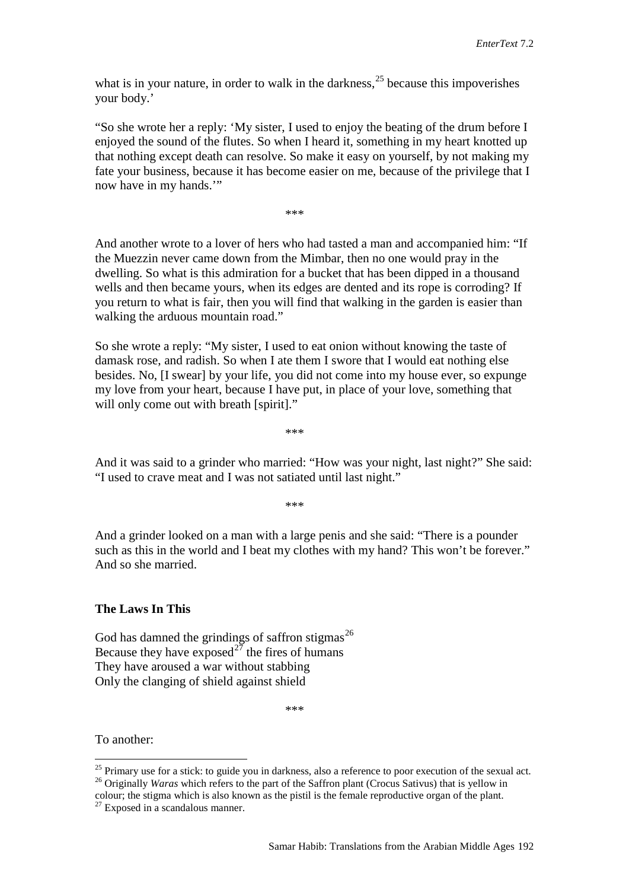what is in your nature, in order to walk in the darkness,[25] because this impoverishes your body.'

"So she wrote her a reply: 'My sister, I used to enjoy the beating of the drum before I enjoyed the sound of the flutes. So when I heard it, something in my heart knotted up that nothing except death can resolve. So make it easy on yourself, by not making my fate your business, because it has become easier on me, because of the privilege that I now have in my hands.'"

***

And another wrote to a lover of hers who had tasted a man and accompanied him: "If the Muezzin never came down from the Mimbar, then no one would pray in the dwelling. So what is this admiration for a bucket that has been dipped in a thousand wells and then became yours, when its edges are dented and its rope is corroding? If you return to what is fair, then you will find that walking in the garden is easier than walking the arduous mountain road."

So she wrote a reply: "My sister, I used to eat onion without knowing the taste of damask rose, and radish. So when I ate them I swore that I would eat nothing else besides. No, [I swear] by your life, you did not come into my house ever, so expunge my love from your heart, because I have put, in place of your love, something that will only come out with breath [spirit]."

***

And it was said to a grinder who married: "How was your night, last night?" She said: "I used to crave meat and I was not satiated until last night."

***

And a grinder looked on a man with a large penis and she said: "There is a pounder such as this in the world and I beat my clothes with my hand? This won't be forever." And so she married.

**The Laws In This**

God has damned the grindings of saffron stigmas[26]
Because they have exposed[27] the fires of humans
They have aroused a war without stabbing
Only the clanging of shield against shield

***

To another:

---

[25] Primary use for a stick: to guide you in darkness, also a reference to poor execution of the sexual act.

[26] Originally *Waras* which refers to the part of the Saffron plant (Crocus Sativus) that is yellow in colour; the stigma which is also known as the pistil is the female reproductive organ of the plant.

[27] Exposed in a scandalous manner.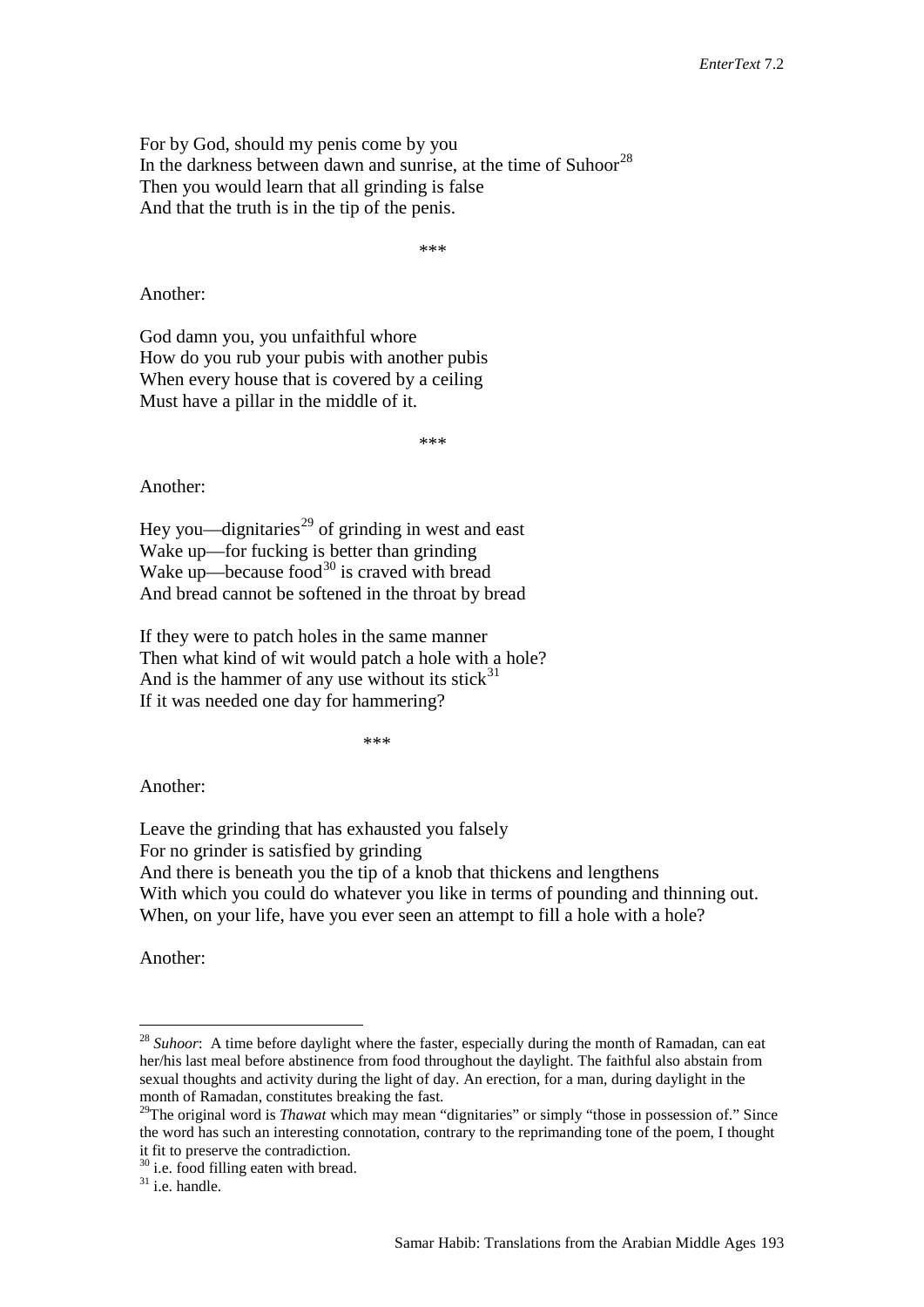For by God, should my penis come by you
In the darkness between dawn and sunrise, at the time of Suhoor[28]
Then you would learn that all grinding is false
And that the truth is in the tip of the penis.

***

Another:

God damn you, you unfaithful whore
How do you rub your pubis with another pubis
When every house that is covered by a ceiling
Must have a pillar in the middle of it.

***

Another:

Hey you—dignitaries[29] of grinding in west and east
Wake up—for fucking is better than grinding
Wake up—because food[30] is craved with bread
And bread cannot be softened in the throat by bread

If they were to patch holes in the same manner
Then what kind of wit would patch a hole with a hole?
And is the hammer of any use without its stick[31]
If it was needed one day for hammering?

***

Another:

Leave the grinding that has exhausted you falsely
For no grinder is satisfied by grinding
And there is beneath you the tip of a knob that thickens and lengthens
With which you could do whatever you like in terms of pounding and thinning out.
When, on your life, have you ever seen an attempt to fill a hole with a hole?

Another:

---

[28] *Suhoor*: A time before daylight where the faster, especially during the month of Ramadan, can eat her/his last meal before abstinence from food throughout the daylight. The faithful also abstain from sexual thoughts and activity during the light of day. An erection, for a man, during daylight in the month of Ramadan, constitutes breaking the fast.

[29] The original word is *Thawat* which may mean "dignitaries" or simply "those in possession of." Since the word has such an interesting connotation, contrary to the reprimanding tone of the poem, I thought it fit to preserve the contradiction.

[30] i.e. food filling eaten with bread.

[31] i.e. handle.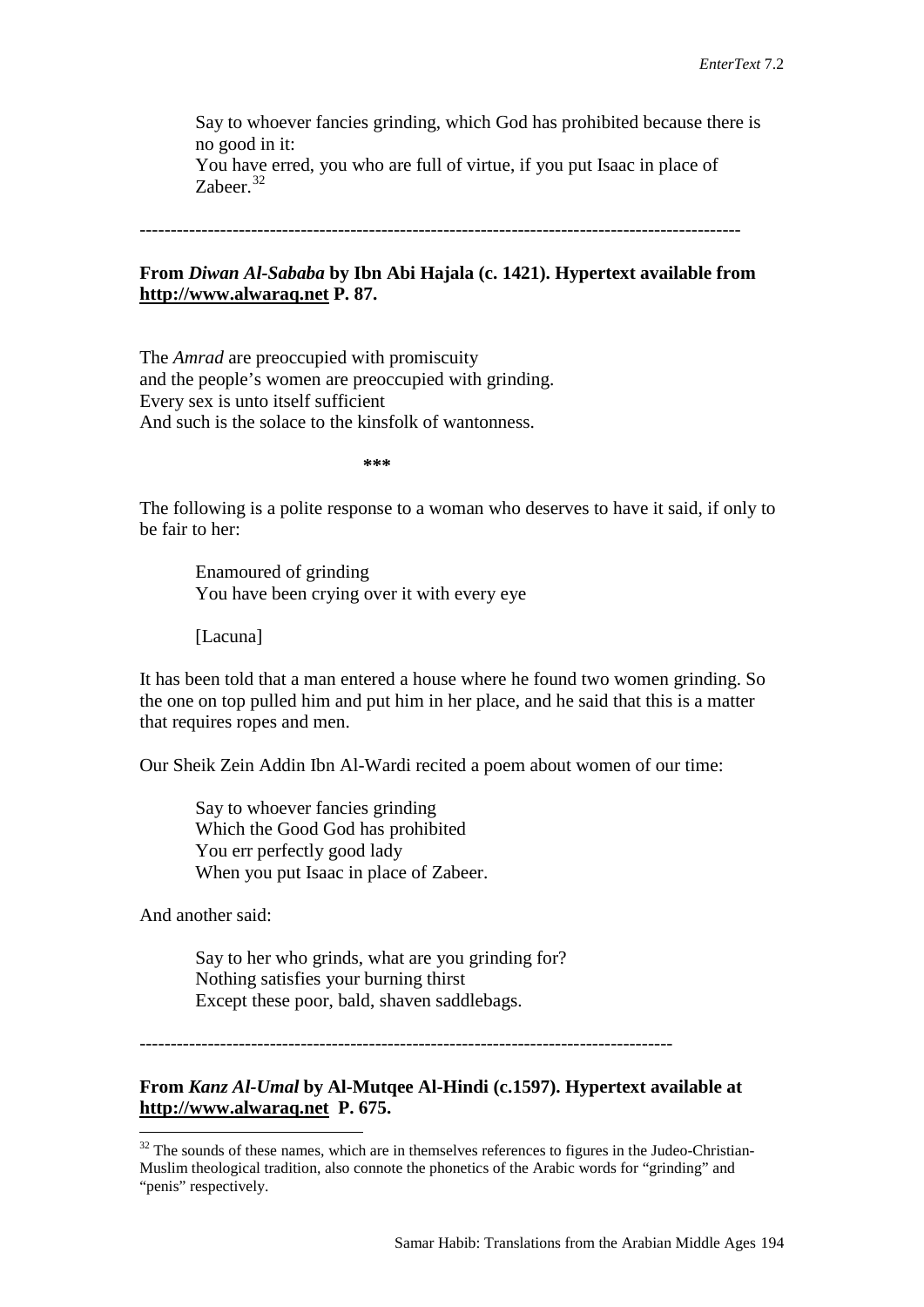> Say to whoever fancies grinding, which God has prohibited because there is no good in it:
> You have erred, you who are full of virtue, if you put Isaac in place of Zabeer.[32]

-----------------------------------------------------------------------------------------------

**From *Diwan Al-Sababa* by Ibn Abi Hajala (c. 1421). Hypertext available from http://www.alwaraq.net P. 87.**

The *Amrad* are preoccupied with promiscuity
and the people's women are preoccupied with grinding.
Every sex is unto itself sufficient
And such is the solace to the kinsfolk of wantonness.

***

The following is a polite response to a woman who deserves to have it said, if only to be fair to her:

> Enamoured of grinding
> You have been crying over it with every eye
>
> [Lacuna]

It has been told that a man entered a house where he found two women grinding. So the one on top pulled him and put him in her place, and he said that this is a matter that requires ropes and men.

Our Sheik Zein Addin Ibn Al-Wardi recited a poem about women of our time:

> Say to whoever fancies grinding
> Which the Good God has prohibited
> You err perfectly good lady
> When you put Isaac in place of Zabeer.

And another said:

> Say to her who grinds, what are you grinding for?
> Nothing satisfies your burning thirst
> Except these poor, bald, shaven saddlebags.

-----------------------------------------------------------------------------------

**From *Kanz Al-Umal* by Al-Mutqee Al-Hindi (c.1597). Hypertext available at http://www.alwaraq.net P. 675.**

[32] The sounds of these names, which are in themselves references to figures in the Judeo-Christian-Muslim theological tradition, also connote the phonetics of the Arabic words for "grinding" and "penis" respectively.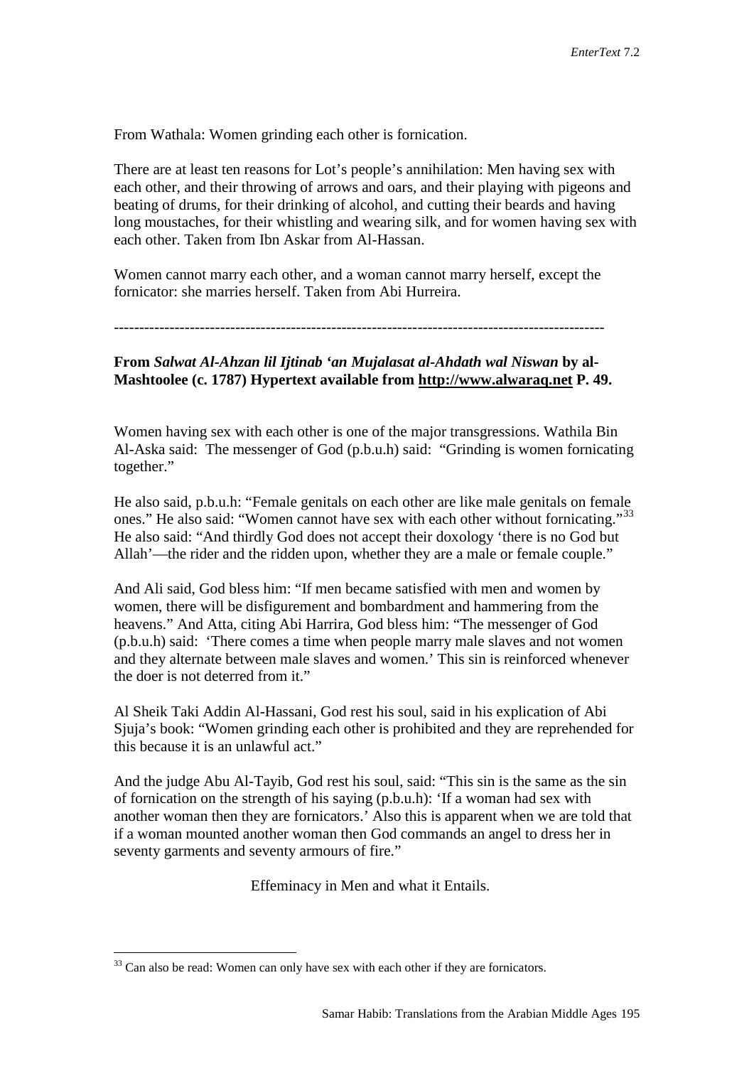From Wathala: Women grinding each other is fornication.

There are at least ten reasons for Lot's people's annihilation: Men having sex with each other, and their throwing of arrows and oars, and their playing with pigeons and beating of drums, for their drinking of alcohol, and cutting their beards and having long moustaches, for their whistling and wearing silk, and for women having sex with each other. Taken from Ibn Askar from Al-Hassan.

Women cannot marry each other, and a woman cannot marry herself, except the fornicator: she marries herself. Taken from Abi Hurreira.

------------------------------------------------------------------------------------------------

**From *Salwat Al-Ahzan lil Ijtinab 'an Mujalasat al-Ahdath wal Niswan* by al-Mashtoolee (c. 1787) Hypertext available from http://www.alwaraq.net P. 49.**

Women having sex with each other is one of the major transgressions. Wathila Bin Al-Aska said: The messenger of God (p.b.u.h) said: "Grinding is women fornicating together."

He also said, p.b.u.h: "Female genitals on each other are like male genitals on female ones." He also said: "Women cannot have sex with each other without fornicating."[33] He also said: "And thirdly God does not accept their doxology 'there is no God but Allah'—the rider and the ridden upon, whether they are a male or female couple."

And Ali said, God bless him: "If men became satisfied with men and women by women, there will be disfigurement and bombardment and hammering from the heavens." And Atta, citing Abi Harrira, God bless him: "The messenger of God (p.b.u.h) said: 'There comes a time when people marry male slaves and not women and they alternate between male slaves and women.' This sin is reinforced whenever the doer is not deterred from it."

Al Sheik Taki Addin Al-Hassani, God rest his soul, said in his explication of Abi Sjuja's book: "Women grinding each other is prohibited and they are reprehended for this because it is an unlawful act."

And the judge Abu Al-Tayib, God rest his soul, said: "This sin is the same as the sin of fornication on the strength of his saying (p.b.u.h): 'If a woman had sex with another woman then they are fornicators.' Also this is apparent when we are told that if a woman mounted another woman then God commands an angel to dress her in seventy garments and seventy armours of fire."

Effeminacy in Men and what it Entails.

[33] Can also be read: Women can only have sex with each other if they are fornicators.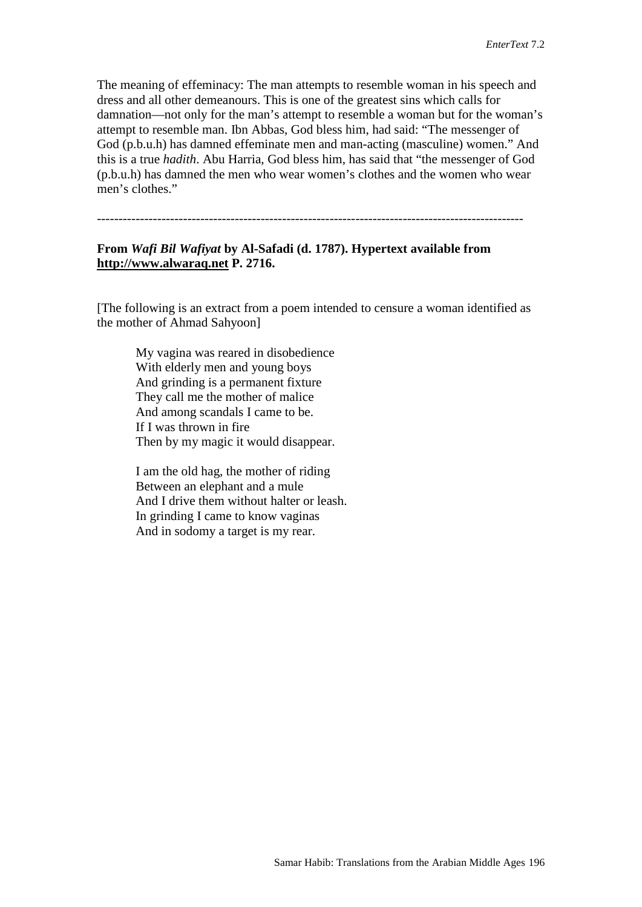The meaning of effeminacy: The man attempts to resemble woman in his speech and dress and all other demeanours. This is one of the greatest sins which calls for damnation—not only for the man's attempt to resemble a woman but for the woman's attempt to resemble man. Ibn Abbas, God bless him, had said: "The messenger of God (p.b.u.h) has damned effeminate men and man-acting (masculine) women." And this is a true *hadith*. Abu Harria, God bless him, has said that "the messenger of God (p.b.u.h) has damned the men who wear women's clothes and the women who wear men's clothes."

---

**From *Wafi Bil Wafiyat* by Al-Safadi (d. 1787). Hypertext available from [http://www.alwaraq.net](http://www.alwaraq.net) P. 2716.**

[The following is an extract from a poem intended to censure a woman identified as the mother of Ahmad Sahyoon]

> My vagina was reared in disobedience
> With elderly men and young boys
> And grinding is a permanent fixture
> They call me the mother of malice
> And among scandals I came to be.
> If I was thrown in fire
> Then by my magic it would disappear.
>
> I am the old hag, the mother of riding
> Between an elephant and a mule
> And I drive them without halter or leash.
> In grinding I came to know vaginas
> And in sodomy a target is my rear.